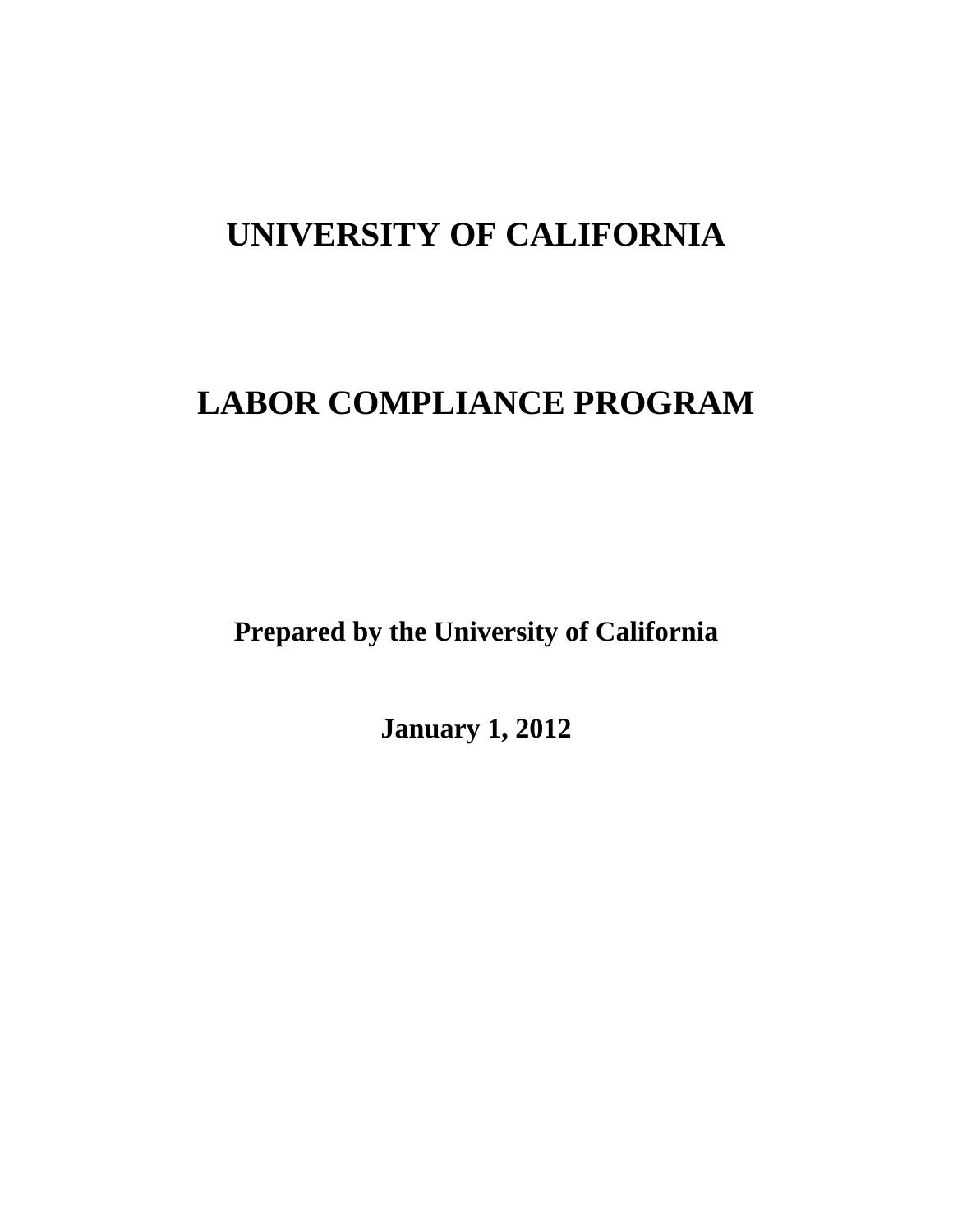# UNIVERSITY OF CALIFORNIA

# LABOR COMPLIANCE PROGRAM

**Prepared by the University of California**

**January 1, 2012**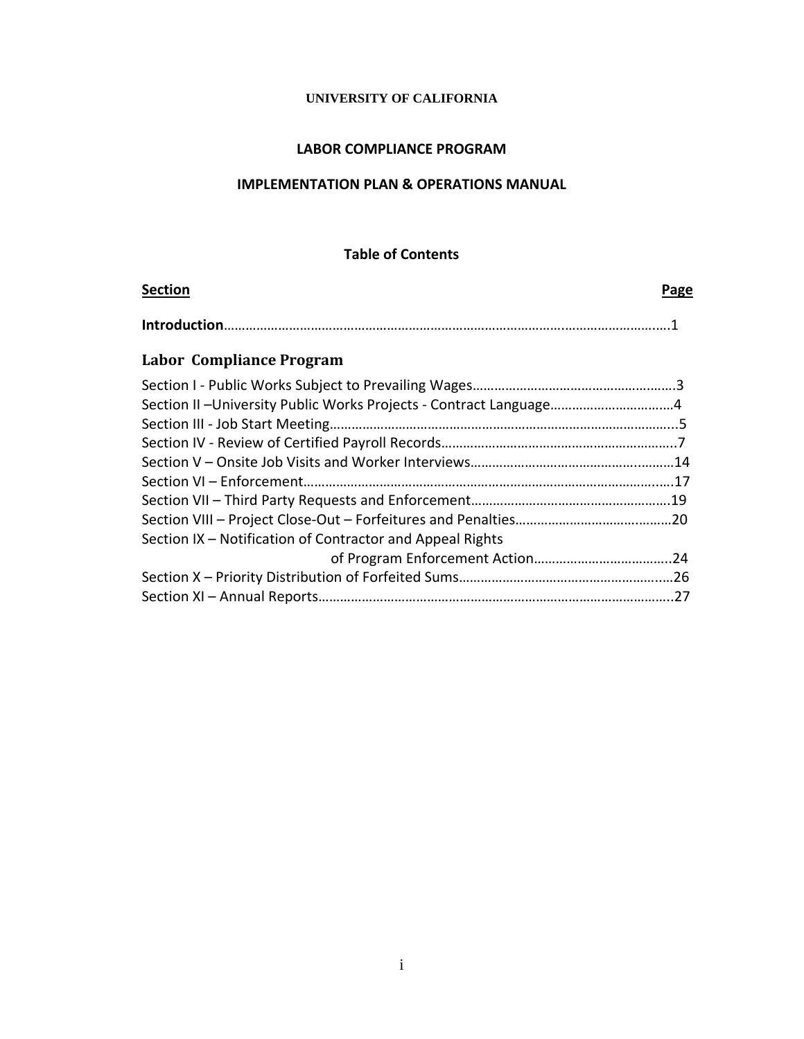**UNIVERSITY OF CALIFORNIA**

**LABOR COMPLIANCE PROGRAM**

**IMPLEMENTATION PLAN & OPERATIONS MANUAL**

**Table of Contents**

| Section | Page |
|---|---|
| **Introduction** | 1 |
| **Labor Compliance Program** | |
| Section I - Public Works Subject to Prevailing Wages | 3 |
| Section II –University Public Works Projects - Contract Language | 4 |
| Section III - Job Start Meeting | 5 |
| Section IV - Review of Certified Payroll Records | 7 |
| Section V – Onsite Job Visits and Worker Interviews | 14 |
| Section VI – Enforcement | 17 |
| Section VII – Third Party Requests and Enforcement | 19 |
| Section VIII – Project Close-Out – Forfeitures and Penalties | 20 |
| Section IX – Notification of Contractor and Appeal Rights of Program Enforcement Action | 24 |
| Section X – Priority Distribution of Forfeited Sums | 26 |
| Section XI – Annual Reports | 27 |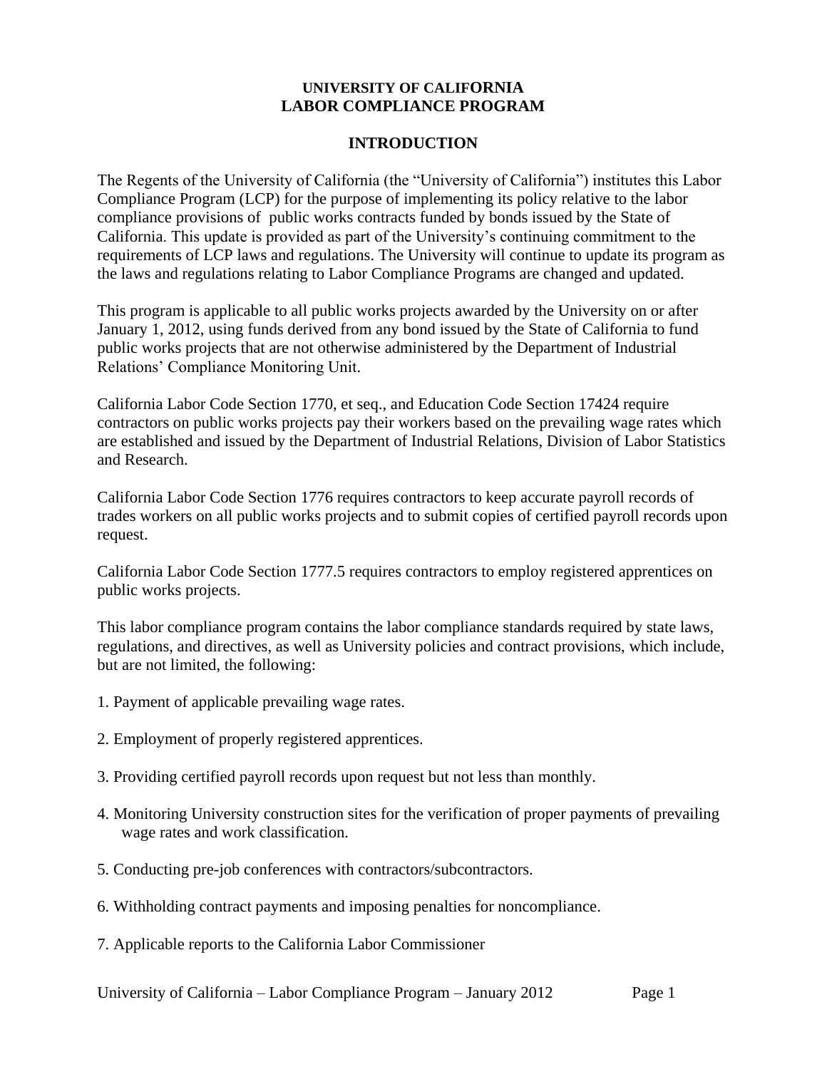**UNIVERSITY OF CALIFORNIA**
**LABOR COMPLIANCE PROGRAM**

## INTRODUCTION

The Regents of the University of California (the "University of California") institutes this Labor Compliance Program (LCP) for the purpose of implementing its policy relative to the labor compliance provisions of public works contracts funded by bonds issued by the State of California. This update is provided as part of the University's continuing commitment to the requirements of LCP laws and regulations. The University will continue to update its program as the laws and regulations relating to Labor Compliance Programs are changed and updated.

This program is applicable to all public works projects awarded by the University on or after January 1, 2012, using funds derived from any bond issued by the State of California to fund public works projects that are not otherwise administered by the Department of Industrial Relations' Compliance Monitoring Unit.

California Labor Code Section 1770, et seq., and Education Code Section 17424 require contractors on public works projects pay their workers based on the prevailing wage rates which are established and issued by the Department of Industrial Relations, Division of Labor Statistics and Research.

California Labor Code Section 1776 requires contractors to keep accurate payroll records of trades workers on all public works projects and to submit copies of certified payroll records upon request.

California Labor Code Section 1777.5 requires contractors to employ registered apprentices on public works projects.

This labor compliance program contains the labor compliance standards required by state laws, regulations, and directives, as well as University policies and contract provisions, which include, but are not limited, the following:

1. Payment of applicable prevailing wage rates.
2. Employment of properly registered apprentices.
3. Providing certified payroll records upon request but not less than monthly.
4. Monitoring University construction sites for the verification of proper payments of prevailing wage rates and work classification.
5. Conducting pre-job conferences with contractors/subcontractors.
6. Withholding contract payments and imposing penalties for noncompliance.
7. Applicable reports to the California Labor Commissioner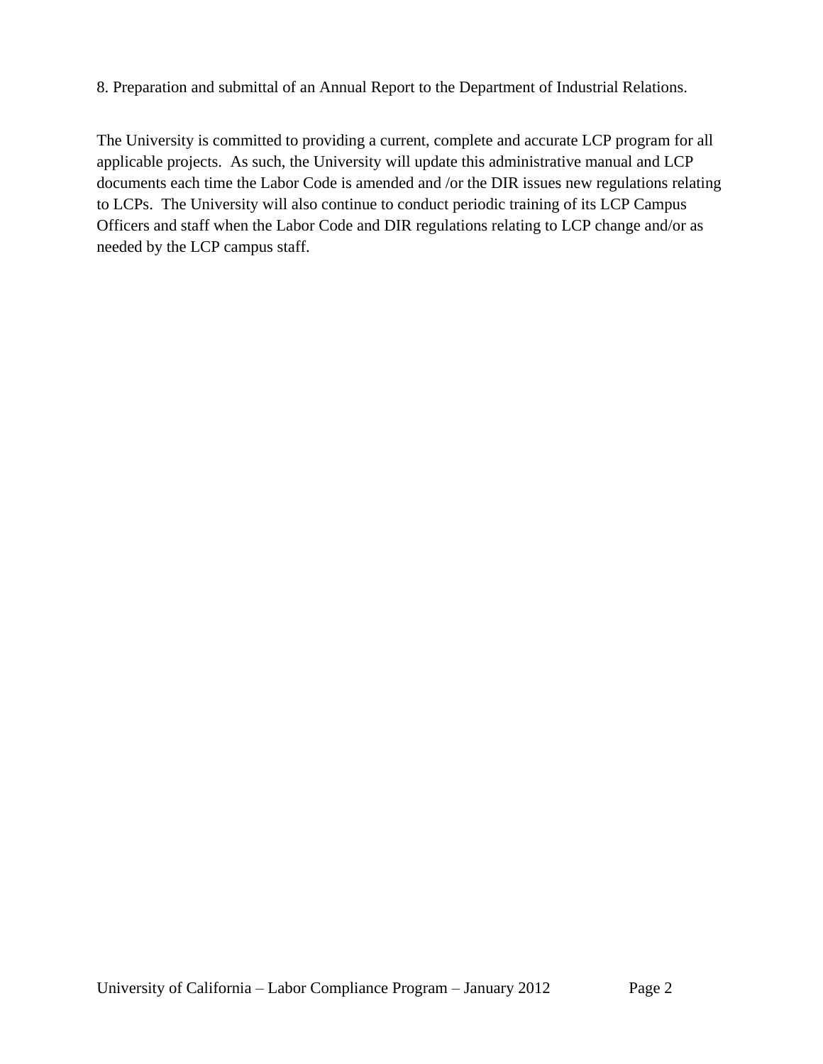8. Preparation and submittal of an Annual Report to the Department of Industrial Relations.

The University is committed to providing a current, complete and accurate LCP program for all applicable projects. As such, the University will update this administrative manual and LCP documents each time the Labor Code is amended and /or the DIR issues new regulations relating to LCPs. The University will also continue to conduct periodic training of its LCP Campus Officers and staff when the Labor Code and DIR regulations relating to LCP change and/or as needed by the LCP campus staff.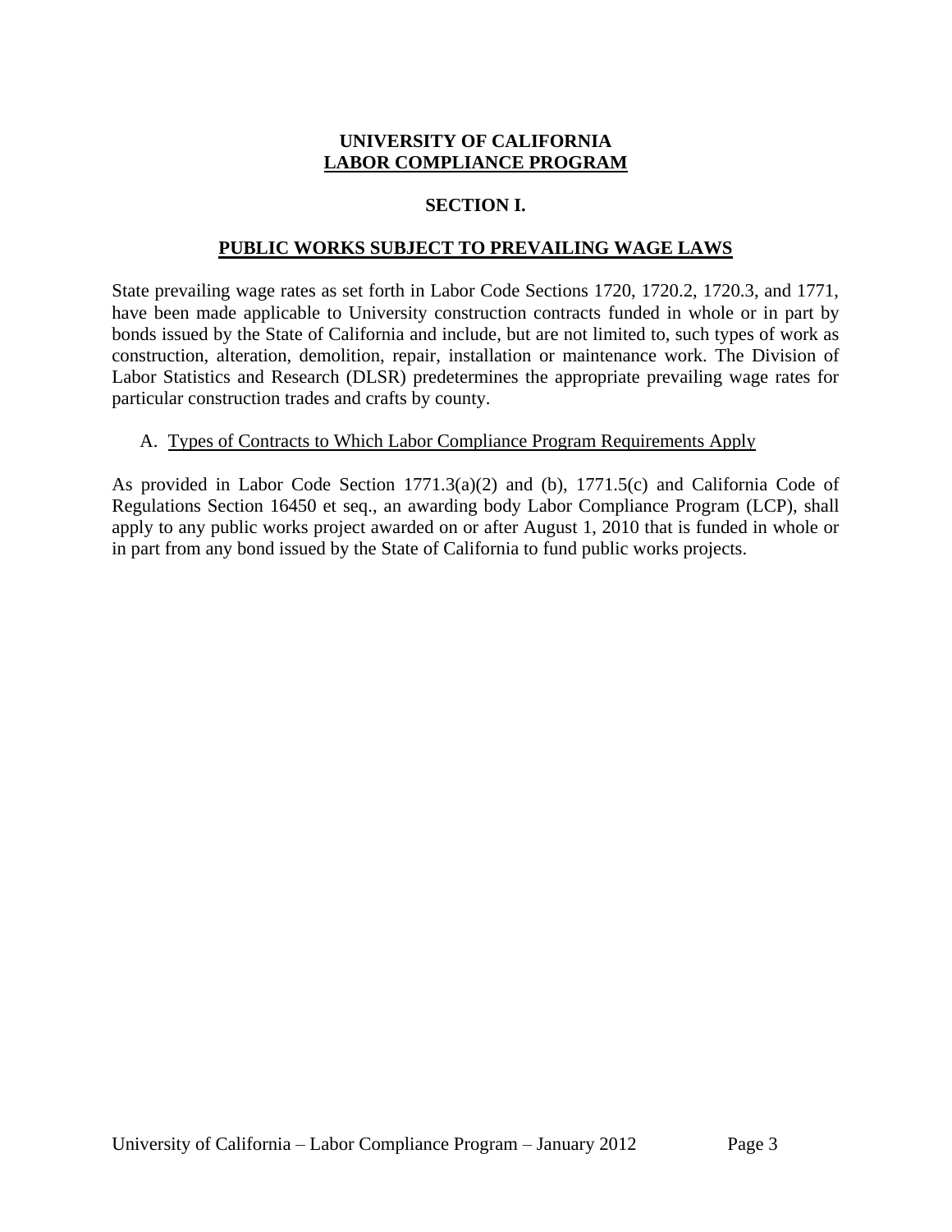# UNIVERSITY OF CALIFORNIA
## LABOR COMPLIANCE PROGRAM

## SECTION I.

## PUBLIC WORKS SUBJECT TO PREVAILING WAGE LAWS

State prevailing wage rates as set forth in Labor Code Sections 1720, 1720.2, 1720.3, and 1771, have been made applicable to University construction contracts funded in whole or in part by bonds issued by the State of California and include, but are not limited to, such types of work as construction, alteration, demolition, repair, installation or maintenance work. The Division of Labor Statistics and Research (DLSR) predetermines the appropriate prevailing wage rates for particular construction trades and crafts by county.

### A. Types of Contracts to Which Labor Compliance Program Requirements Apply

As provided in Labor Code Section 1771.3(a)(2) and (b), 1771.5(c) and California Code of Regulations Section 16450 et seq., an awarding body Labor Compliance Program (LCP), shall apply to any public works project awarded on or after August 1, 2010 that is funded in whole or in part from any bond issued by the State of California to fund public works projects.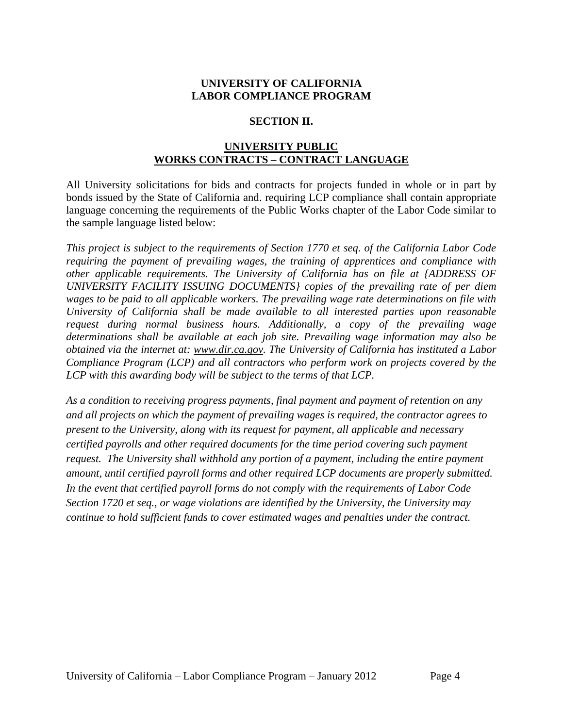**UNIVERSITY OF CALIFORNIA**
**LABOR COMPLIANCE PROGRAM**

**SECTION II.**

## UNIVERSITY PUBLIC WORKS CONTRACTS – CONTRACT LANGUAGE

All University solicitations for bids and contracts for projects funded in whole or in part by bonds issued by the State of California and. requiring LCP compliance shall contain appropriate language concerning the requirements of the Public Works chapter of the Labor Code similar to the sample language listed below:

*This project is subject to the requirements of Section 1770 et seq. of the California Labor Code requiring the payment of prevailing wages, the training of apprentices and compliance with other applicable requirements. The University of California has on file at {ADDRESS OF UNIVERSITY FACILITY ISSUING DOCUMENTS} copies of the prevailing rate of per diem wages to be paid to all applicable workers. The prevailing wage rate determinations on file with University of California shall be made available to all interested parties upon reasonable request during normal business hours. Additionally, a copy of the prevailing wage determinations shall be available at each job site. Prevailing wage information may also be obtained via the internet at: www.dir.ca.gov. The University of California has instituted a Labor Compliance Program (LCP) and all contractors who perform work on projects covered by the LCP with this awarding body will be subject to the terms of that LCP.*

*As a condition to receiving progress payments, final payment and payment of retention on any and all projects on which the payment of prevailing wages is required, the contractor agrees to present to the University, along with its request for payment, all applicable and necessary certified payrolls and other required documents for the time period covering such payment request. The University shall withhold any portion of a payment, including the entire payment amount, until certified payroll forms and other required LCP documents are properly submitted. In the event that certified payroll forms do not comply with the requirements of Labor Code Section 1720 et seq., or wage violations are identified by the University, the University may continue to hold sufficient funds to cover estimated wages and penalties under the contract.*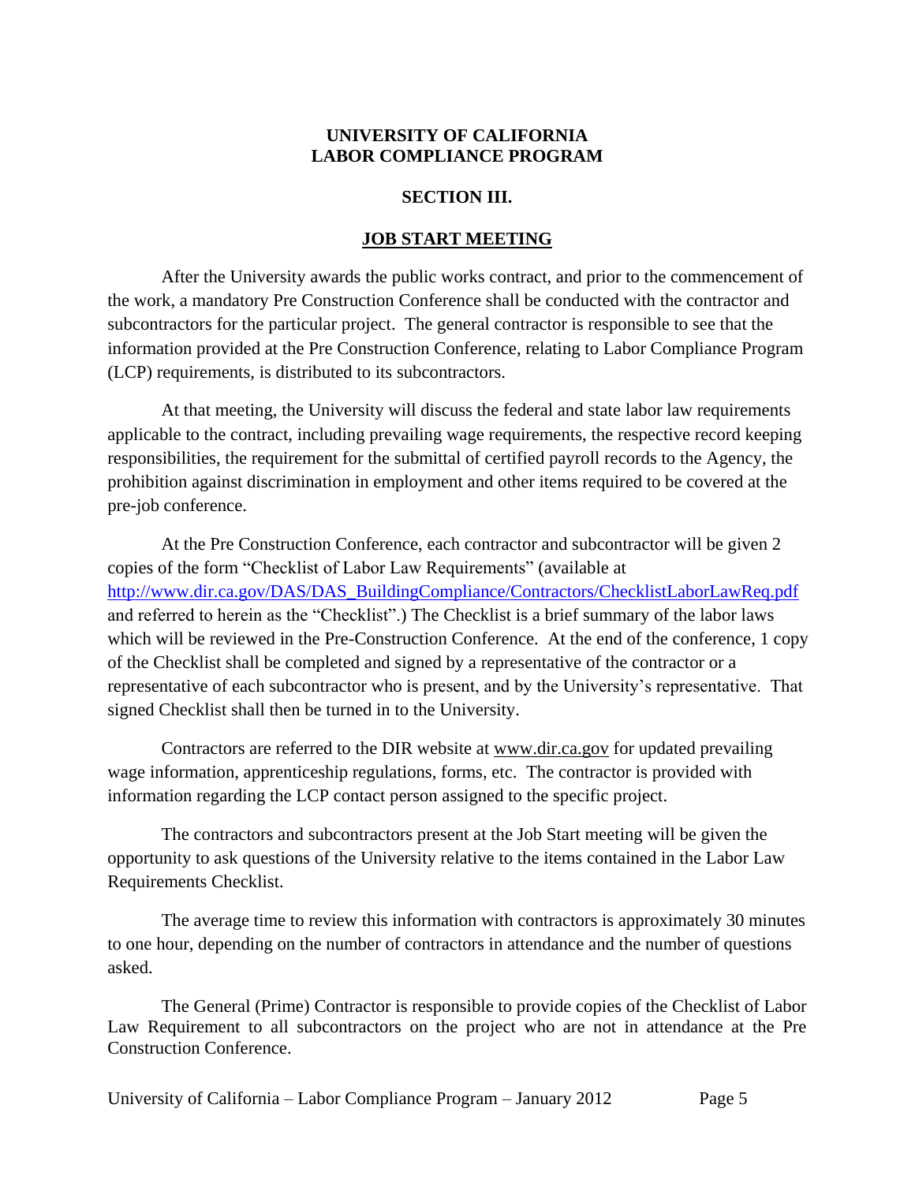**UNIVERSITY OF CALIFORNIA**
**LABOR COMPLIANCE PROGRAM**

**SECTION III.**

## JOB START MEETING

After the University awards the public works contract, and prior to the commencement of the work, a mandatory Pre Construction Conference shall be conducted with the contractor and subcontractors for the particular project. The general contractor is responsible to see that the information provided at the Pre Construction Conference, relating to Labor Compliance Program (LCP) requirements, is distributed to its subcontractors.

At that meeting, the University will discuss the federal and state labor law requirements applicable to the contract, including prevailing wage requirements, the respective record keeping responsibilities, the requirement for the submittal of certified payroll records to the Agency, the prohibition against discrimination in employment and other items required to be covered at the pre-job conference.

At the Pre Construction Conference, each contractor and subcontractor will be given 2 copies of the form "Checklist of Labor Law Requirements" (available at http://www.dir.ca.gov/DAS/DAS_BuildingCompliance/Contractors/ChecklistLaborLawReq.pdf and referred to herein as the "Checklist".) The Checklist is a brief summary of the labor laws which will be reviewed in the Pre-Construction Conference. At the end of the conference, 1 copy of the Checklist shall be completed and signed by a representative of the contractor or a representative of each subcontractor who is present, and by the University's representative. That signed Checklist shall then be turned in to the University.

Contractors are referred to the DIR website at www.dir.ca.gov for updated prevailing wage information, apprenticeship regulations, forms, etc. The contractor is provided with information regarding the LCP contact person assigned to the specific project.

The contractors and subcontractors present at the Job Start meeting will be given the opportunity to ask questions of the University relative to the items contained in the Labor Law Requirements Checklist.

The average time to review this information with contractors is approximately 30 minutes to one hour, depending on the number of contractors in attendance and the number of questions asked.

The General (Prime) Contractor is responsible to provide copies of the Checklist of Labor Law Requirement to all subcontractors on the project who are not in attendance at the Pre Construction Conference.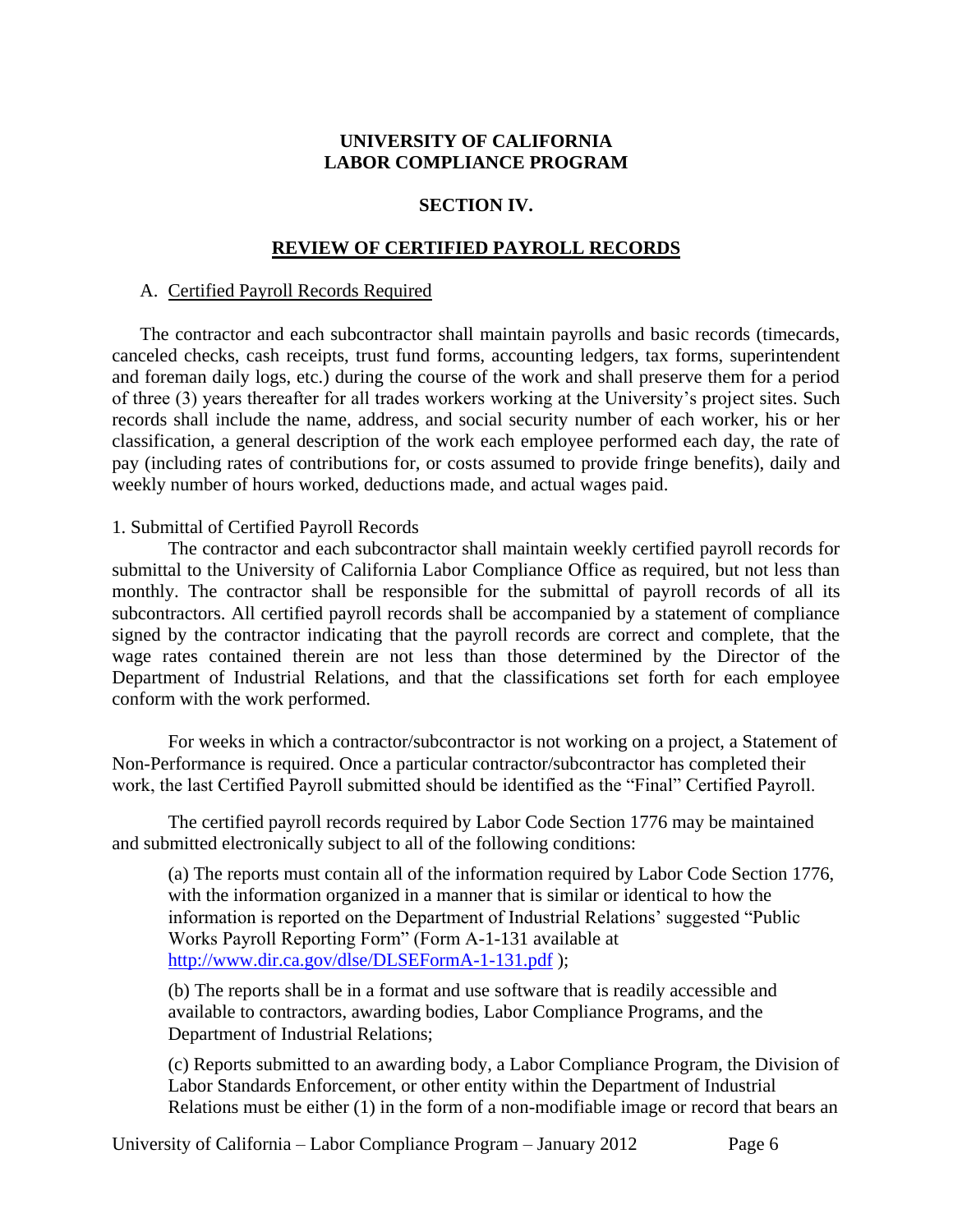**UNIVERSITY OF CALIFORNIA**
**LABOR COMPLIANCE PROGRAM**

**SECTION IV.**

## REVIEW OF CERTIFIED PAYROLL RECORDS

### A. Certified Payroll Records Required

The contractor and each subcontractor shall maintain payrolls and basic records (timecards, canceled checks, cash receipts, trust fund forms, accounting ledgers, tax forms, superintendent and foreman daily logs, etc.) during the course of the work and shall preserve them for a period of three (3) years thereafter for all trades workers working at the University's project sites. Such records shall include the name, address, and social security number of each worker, his or her classification, a general description of the work each employee performed each day, the rate of pay (including rates of contributions for, or costs assumed to provide fringe benefits), daily and weekly number of hours worked, deductions made, and actual wages paid.

1. Submittal of Certified Payroll Records

The contractor and each subcontractor shall maintain weekly certified payroll records for submittal to the University of California Labor Compliance Office as required, but not less than monthly. The contractor shall be responsible for the submittal of payroll records of all its subcontractors. All certified payroll records shall be accompanied by a statement of compliance signed by the contractor indicating that the payroll records are correct and complete, that the wage rates contained therein are not less than those determined by the Director of the Department of Industrial Relations, and that the classifications set forth for each employee conform with the work performed.

For weeks in which a contractor/subcontractor is not working on a project, a Statement of Non-Performance is required. Once a particular contractor/subcontractor has completed their work, the last Certified Payroll submitted should be identified as the "Final" Certified Payroll.

The certified payroll records required by Labor Code Section 1776 may be maintained and submitted electronically subject to all of the following conditions:

(a) The reports must contain all of the information required by Labor Code Section 1776, with the information organized in a manner that is similar or identical to how the information is reported on the Department of Industrial Relations' suggested "Public Works Payroll Reporting Form" (Form A-1-131 available at http://www.dir.ca.gov/dlse/DLSEFormA-1-131.pdf );

(b) The reports shall be in a format and use software that is readily accessible and available to contractors, awarding bodies, Labor Compliance Programs, and the Department of Industrial Relations;

(c) Reports submitted to an awarding body, a Labor Compliance Program, the Division of Labor Standards Enforcement, or other entity within the Department of Industrial Relations must be either (1) in the form of a non-modifiable image or record that bears an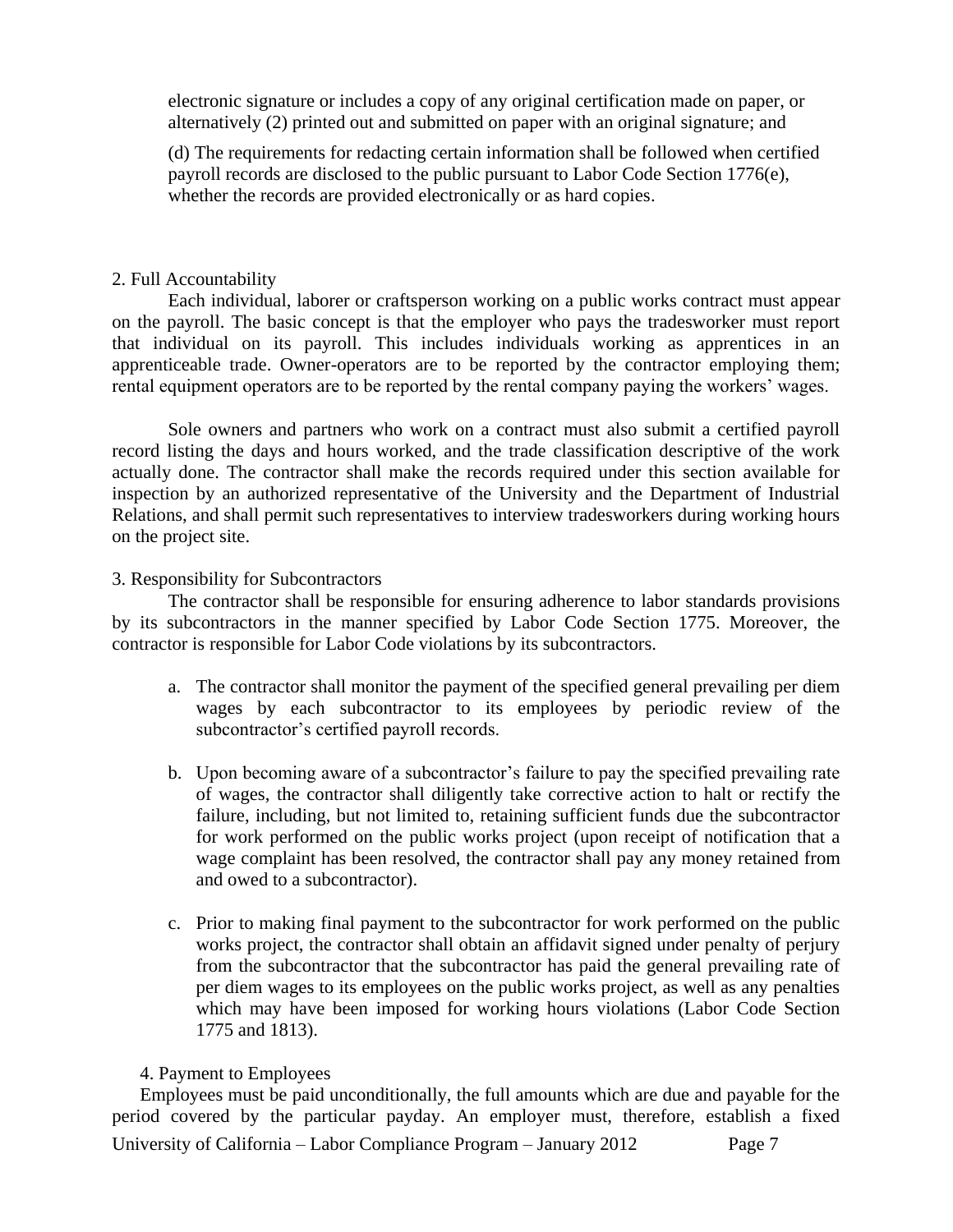electronic signature or includes a copy of any original certification made on paper, or alternatively (2) printed out and submitted on paper with an original signature; and

(d) The requirements for redacting certain information shall be followed when certified payroll records are disclosed to the public pursuant to Labor Code Section 1776(e), whether the records are provided electronically or as hard copies.

2. Full Accountability

Each individual, laborer or craftsperson working on a public works contract must appear on the payroll. The basic concept is that the employer who pays the tradesworker must report that individual on its payroll. This includes individuals working as apprentices in an apprenticeable trade. Owner-operators are to be reported by the contractor employing them; rental equipment operators are to be reported by the rental company paying the workers' wages.

Sole owners and partners who work on a contract must also submit a certified payroll record listing the days and hours worked, and the trade classification descriptive of the work actually done. The contractor shall make the records required under this section available for inspection by an authorized representative of the University and the Department of Industrial Relations, and shall permit such representatives to interview tradesworkers during working hours on the project site.

3. Responsibility for Subcontractors

The contractor shall be responsible for ensuring adherence to labor standards provisions by its subcontractors in the manner specified by Labor Code Section 1775. Moreover, the contractor is responsible for Labor Code violations by its subcontractors.

a. The contractor shall monitor the payment of the specified general prevailing per diem wages by each subcontractor to its employees by periodic review of the subcontractor's certified payroll records.

b. Upon becoming aware of a subcontractor's failure to pay the specified prevailing rate of wages, the contractor shall diligently take corrective action to halt or rectify the failure, including, but not limited to, retaining sufficient funds due the subcontractor for work performed on the public works project (upon receipt of notification that a wage complaint has been resolved, the contractor shall pay any money retained from and owed to a subcontractor).

c. Prior to making final payment to the subcontractor for work performed on the public works project, the contractor shall obtain an affidavit signed under penalty of perjury from the subcontractor that the subcontractor has paid the general prevailing rate of per diem wages to its employees on the public works project, as well as any penalties which may have been imposed for working hours violations (Labor Code Section 1775 and 1813).

4. Payment to Employees

Employees must be paid unconditionally, the full amounts which are due and payable for the period covered by the particular payday. An employer must, therefore, establish a fixed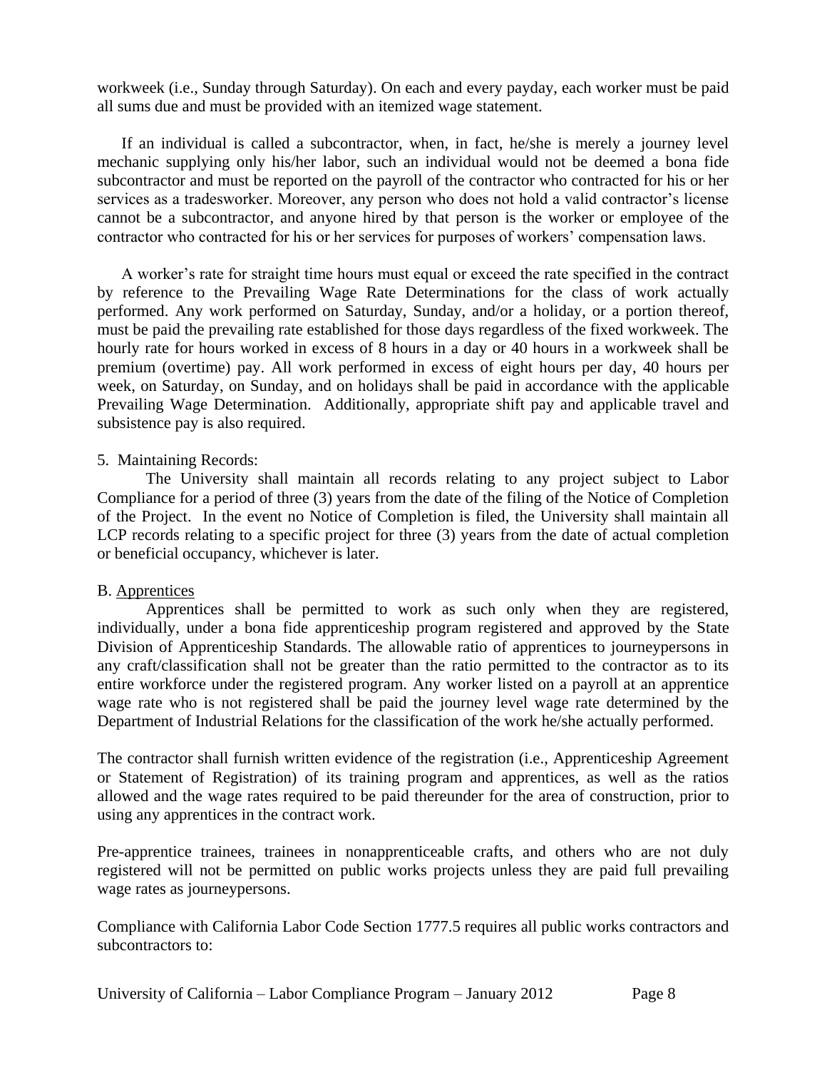workweek (i.e., Sunday through Saturday). On each and every payday, each worker must be paid all sums due and must be provided with an itemized wage statement.

If an individual is called a subcontractor, when, in fact, he/she is merely a journey level mechanic supplying only his/her labor, such an individual would not be deemed a bona fide subcontractor and must be reported on the payroll of the contractor who contracted for his or her services as a tradesworker. Moreover, any person who does not hold a valid contractor's license cannot be a subcontractor, and anyone hired by that person is the worker or employee of the contractor who contracted for his or her services for purposes of workers' compensation laws.

A worker's rate for straight time hours must equal or exceed the rate specified in the contract by reference to the Prevailing Wage Rate Determinations for the class of work actually performed. Any work performed on Saturday, Sunday, and/or a holiday, or a portion thereof, must be paid the prevailing rate established for those days regardless of the fixed workweek. The hourly rate for hours worked in excess of 8 hours in a day or 40 hours in a workweek shall be premium (overtime) pay. All work performed in excess of eight hours per day, 40 hours per week, on Saturday, on Sunday, and on holidays shall be paid in accordance with the applicable Prevailing Wage Determination. Additionally, appropriate shift pay and applicable travel and subsistence pay is also required.

5. Maintaining Records:

The University shall maintain all records relating to any project subject to Labor Compliance for a period of three (3) years from the date of the filing of the Notice of Completion of the Project. In the event no Notice of Completion is filed, the University shall maintain all LCP records relating to a specific project for three (3) years from the date of actual completion or beneficial occupancy, whichever is later.

B. Apprentices

Apprentices shall be permitted to work as such only when they are registered, individually, under a bona fide apprenticeship program registered and approved by the State Division of Apprenticeship Standards. The allowable ratio of apprentices to journeypersons in any craft/classification shall not be greater than the ratio permitted to the contractor as to its entire workforce under the registered program. Any worker listed on a payroll at an apprentice wage rate who is not registered shall be paid the journey level wage rate determined by the Department of Industrial Relations for the classification of the work he/she actually performed.

The contractor shall furnish written evidence of the registration (i.e., Apprenticeship Agreement or Statement of Registration) of its training program and apprentices, as well as the ratios allowed and the wage rates required to be paid thereunder for the area of construction, prior to using any apprentices in the contract work.

Pre-apprentice trainees, trainees in nonapprenticeable crafts, and others who are not duly registered will not be permitted on public works projects unless they are paid full prevailing wage rates as journeypersons.

Compliance with California Labor Code Section 1777.5 requires all public works contractors and subcontractors to: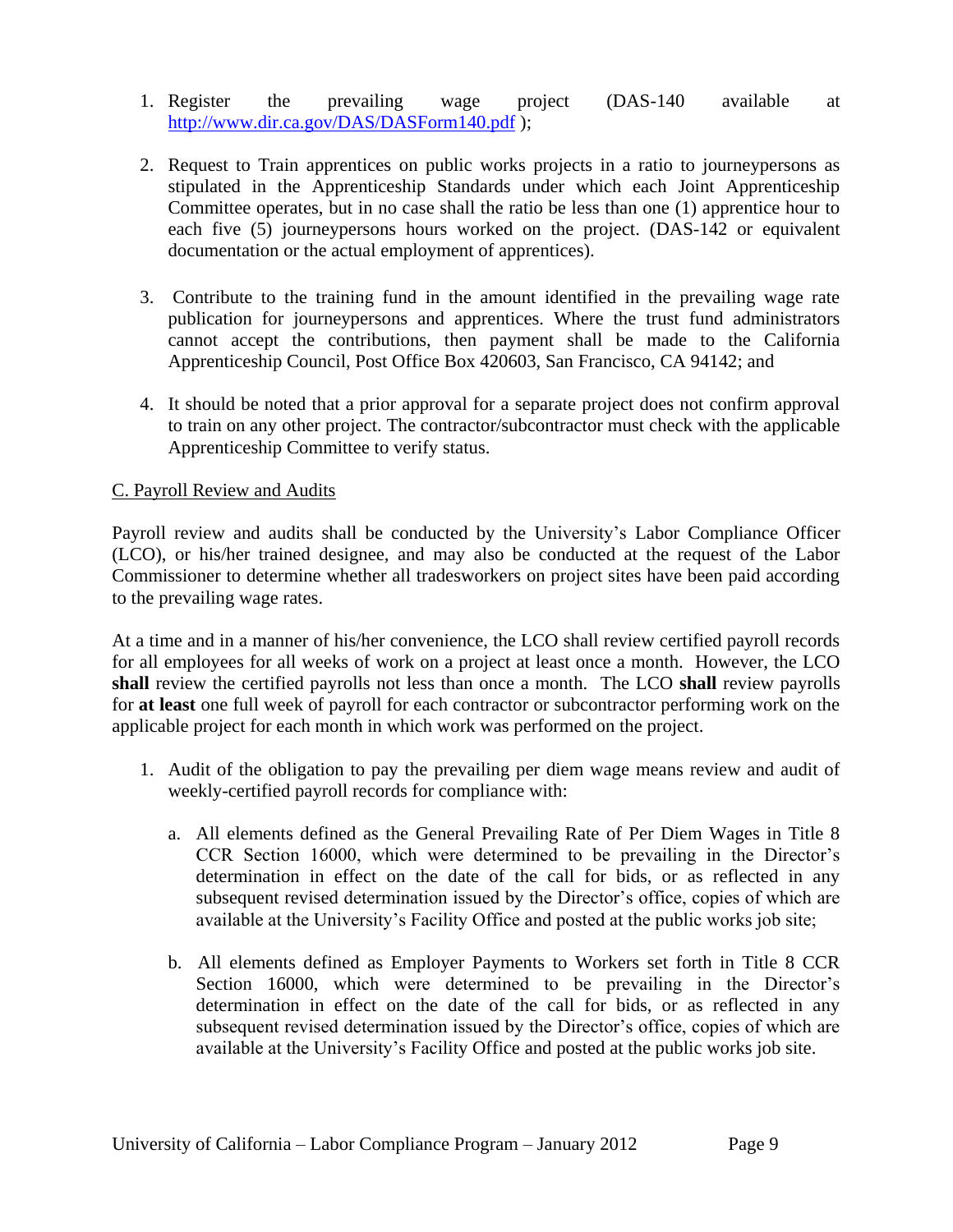1. Register the prevailing wage project (DAS-140 available at http://www.dir.ca.gov/DAS/DASForm140.pdf );

2. Request to Train apprentices on public works projects in a ratio to journeypersons as stipulated in the Apprenticeship Standards under which each Joint Apprenticeship Committee operates, but in no case shall the ratio be less than one (1) apprentice hour to each five (5) journeypersons hours worked on the project. (DAS-142 or equivalent documentation or the actual employment of apprentices).

3. Contribute to the training fund in the amount identified in the prevailing wage rate publication for journeypersons and apprentices. Where the trust fund administrators cannot accept the contributions, then payment shall be made to the California Apprenticeship Council, Post Office Box 420603, San Francisco, CA 94142; and

4. It should be noted that a prior approval for a separate project does not confirm approval to train on any other project. The contractor/subcontractor must check with the applicable Apprenticeship Committee to verify status.

C. Payroll Review and Audits

Payroll review and audits shall be conducted by the University's Labor Compliance Officer (LCO), or his/her trained designee, and may also be conducted at the request of the Labor Commissioner to determine whether all tradesworkers on project sites have been paid according to the prevailing wage rates.

At a time and in a manner of his/her convenience, the LCO shall review certified payroll records for all employees for all weeks of work on a project at least once a month. However, the LCO **shall** review the certified payrolls not less than once a month. The LCO **shall** review payrolls for **at least** one full week of payroll for each contractor or subcontractor performing work on the applicable project for each month in which work was performed on the project.

1. Audit of the obligation to pay the prevailing per diem wage means review and audit of weekly-certified payroll records for compliance with:

   a. All elements defined as the General Prevailing Rate of Per Diem Wages in Title 8 CCR Section 16000, which were determined to be prevailing in the Director's determination in effect on the date of the call for bids, or as reflected in any subsequent revised determination issued by the Director's office, copies of which are available at the University's Facility Office and posted at the public works job site;

   b. All elements defined as Employer Payments to Workers set forth in Title 8 CCR Section 16000, which were determined to be prevailing in the Director's determination in effect on the date of the call for bids, or as reflected in any subsequent revised determination issued by the Director's office, copies of which are available at the University's Facility Office and posted at the public works job site.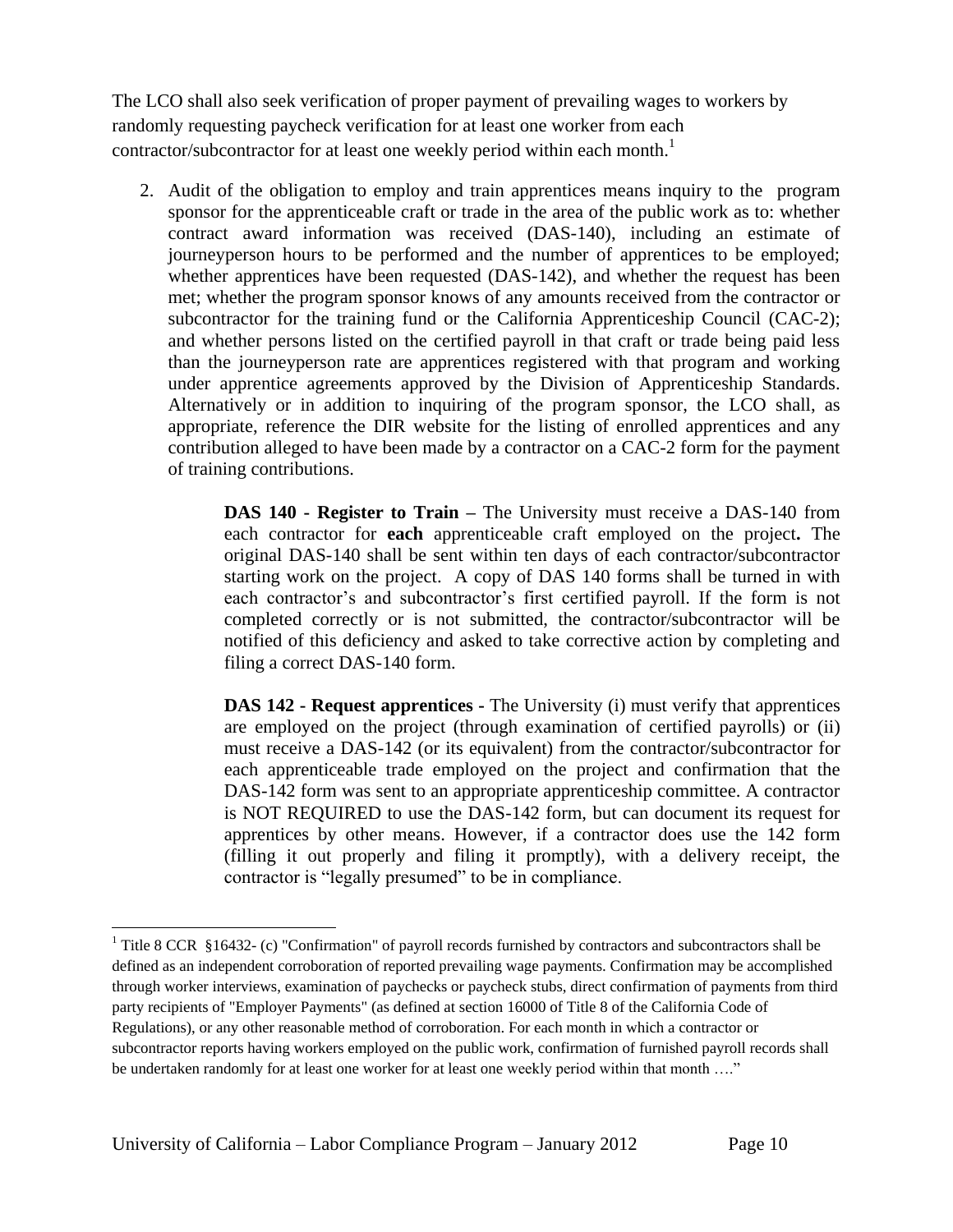The LCO shall also seek verification of proper payment of prevailing wages to workers by randomly requesting paycheck verification for at least one worker from each contractor/subcontractor for at least one weekly period within each month.[1]

2. Audit of the obligation to employ and train apprentices means inquiry to the program sponsor for the apprenticeable craft or trade in the area of the public work as to: whether contract award information was received (DAS-140), including an estimate of journeyperson hours to be performed and the number of apprentices to be employed; whether apprentices have been requested (DAS-142), and whether the request has been met; whether the program sponsor knows of any amounts received from the contractor or subcontractor for the training fund or the California Apprenticeship Council (CAC-2); and whether persons listed on the certified payroll in that craft or trade being paid less than the journeyperson rate are apprentices registered with that program and working under apprentice agreements approved by the Division of Apprenticeship Standards. Alternatively or in addition to inquiring of the program sponsor, the LCO shall, as appropriate, reference the DIR website for the listing of enrolled apprentices and any contribution alleged to have been made by a contractor on a CAC-2 form for the payment of training contributions.

   **DAS 140 - Register to Train –** The University must receive a DAS-140 from each contractor for **each** apprenticeable craft employed on the project**.** The original DAS-140 shall be sent within ten days of each contractor/subcontractor starting work on the project. A copy of DAS 140 forms shall be turned in with each contractor's and subcontractor's first certified payroll. If the form is not completed correctly or is not submitted, the contractor/subcontractor will be notified of this deficiency and asked to take corrective action by completing and filing a correct DAS-140 form.

   **DAS 142 - Request apprentices -** The University (i) must verify that apprentices are employed on the project (through examination of certified payrolls) or (ii) must receive a DAS-142 (or its equivalent) from the contractor/subcontractor for each apprenticeable trade employed on the project and confirmation that the DAS-142 form was sent to an appropriate apprenticeship committee. A contractor is NOT REQUIRED to use the DAS-142 form, but can document its request for apprentices by other means. However, if a contractor does use the 142 form (filling it out properly and filing it promptly), with a delivery receipt, the contractor is "legally presumed" to be in compliance.

---

[1] Title 8 CCR §16432- (c) "Confirmation" of payroll records furnished by contractors and subcontractors shall be defined as an independent corroboration of reported prevailing wage payments. Confirmation may be accomplished through worker interviews, examination of paychecks or paycheck stubs, direct confirmation of payments from third party recipients of "Employer Payments" (as defined at section 16000 of Title 8 of the California Code of Regulations), or any other reasonable method of corroboration. For each month in which a contractor or subcontractor reports having workers employed on the public work, confirmation of furnished payroll records shall be undertaken randomly for at least one worker for at least one weekly period within that month …."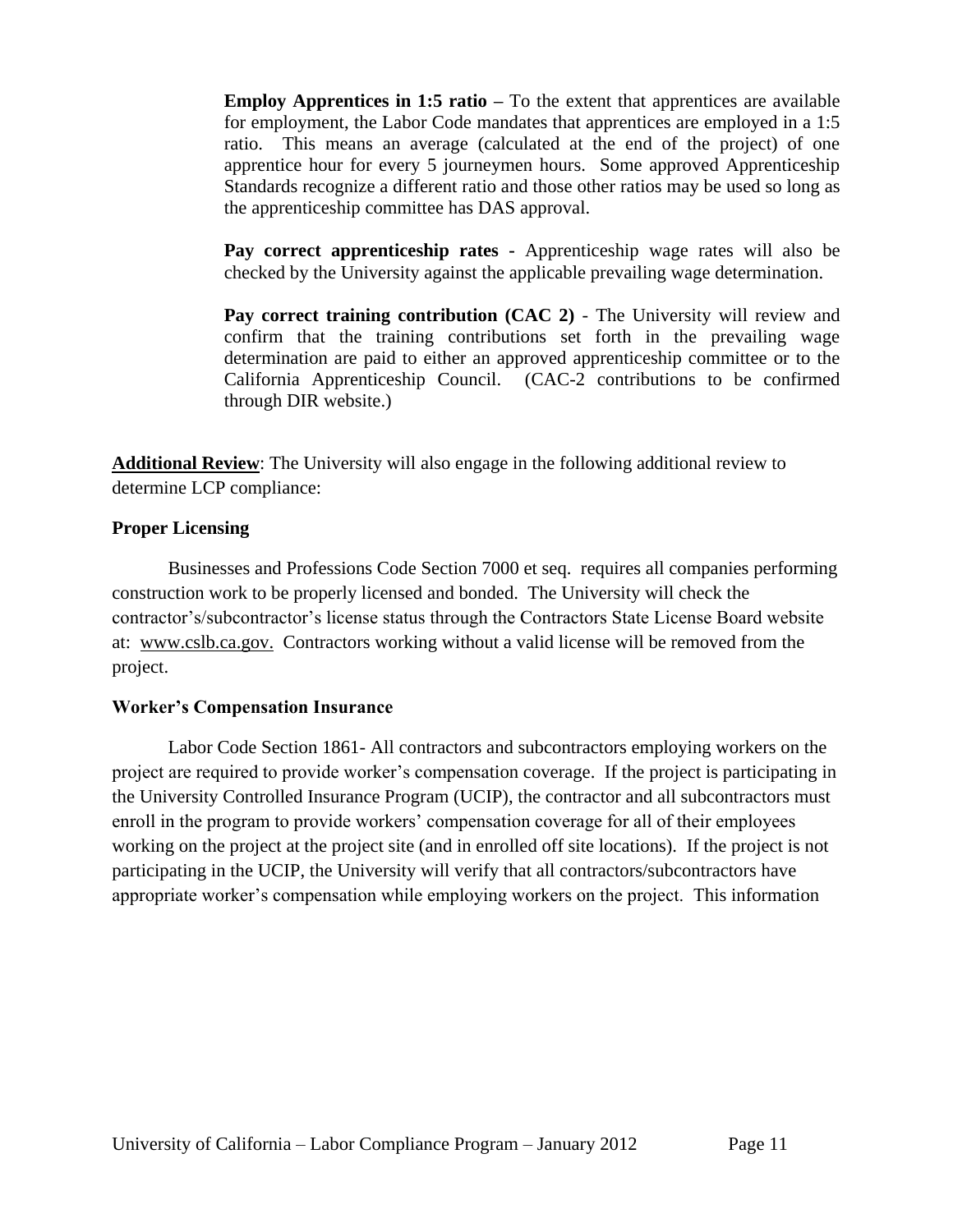**Employ Apprentices in 1:5 ratio –** To the extent that apprentices are available for employment, the Labor Code mandates that apprentices are employed in a 1:5 ratio. This means an average (calculated at the end of the project) of one apprentice hour for every 5 journeymen hours. Some approved Apprenticeship Standards recognize a different ratio and those other ratios may be used so long as the apprenticeship committee has DAS approval.

**Pay correct apprenticeship rates -** Apprenticeship wage rates will also be checked by the University against the applicable prevailing wage determination.

**Pay correct training contribution (CAC 2)** - The University will review and confirm that the training contributions set forth in the prevailing wage determination are paid to either an approved apprenticeship committee or to the California Apprenticeship Council. (CAC-2 contributions to be confirmed through DIR website.)

**Additional Review**: The University will also engage in the following additional review to determine LCP compliance:

**Proper Licensing**

Businesses and Professions Code Section 7000 et seq. requires all companies performing construction work to be properly licensed and bonded. The University will check the contractor's/subcontractor's license status through the Contractors State License Board website at: www.cslb.ca.gov. Contractors working without a valid license will be removed from the project.

**Worker's Compensation Insurance**

Labor Code Section 1861- All contractors and subcontractors employing workers on the project are required to provide worker's compensation coverage. If the project is participating in the University Controlled Insurance Program (UCIP), the contractor and all subcontractors must enroll in the program to provide workers' compensation coverage for all of their employees working on the project at the project site (and in enrolled off site locations). If the project is not participating in the UCIP, the University will verify that all contractors/subcontractors have appropriate worker's compensation while employing workers on the project. This information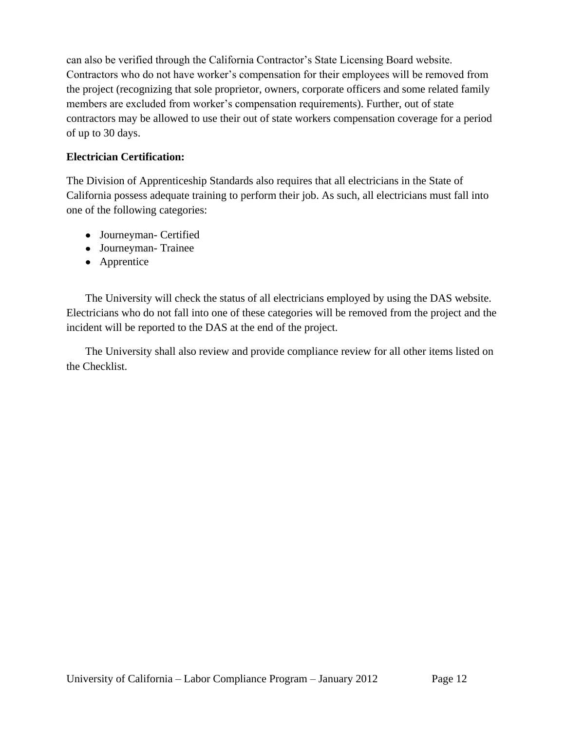can also be verified through the California Contractor's State Licensing Board website. Contractors who do not have worker's compensation for their employees will be removed from the project (recognizing that sole proprietor, owners, corporate officers and some related family members are excluded from worker's compensation requirements). Further, out of state contractors may be allowed to use their out of state workers compensation coverage for a period of up to 30 days.

**Electrician Certification:**

The Division of Apprenticeship Standards also requires that all electricians in the State of California possess adequate training to perform their job. As such, all electricians must fall into one of the following categories:

- Journeyman- Certified
- Journeyman- Trainee
- Apprentice

The University will check the status of all electricians employed by using the DAS website. Electricians who do not fall into one of these categories will be removed from the project and the incident will be reported to the DAS at the end of the project.

The University shall also review and provide compliance review for all other items listed on the Checklist.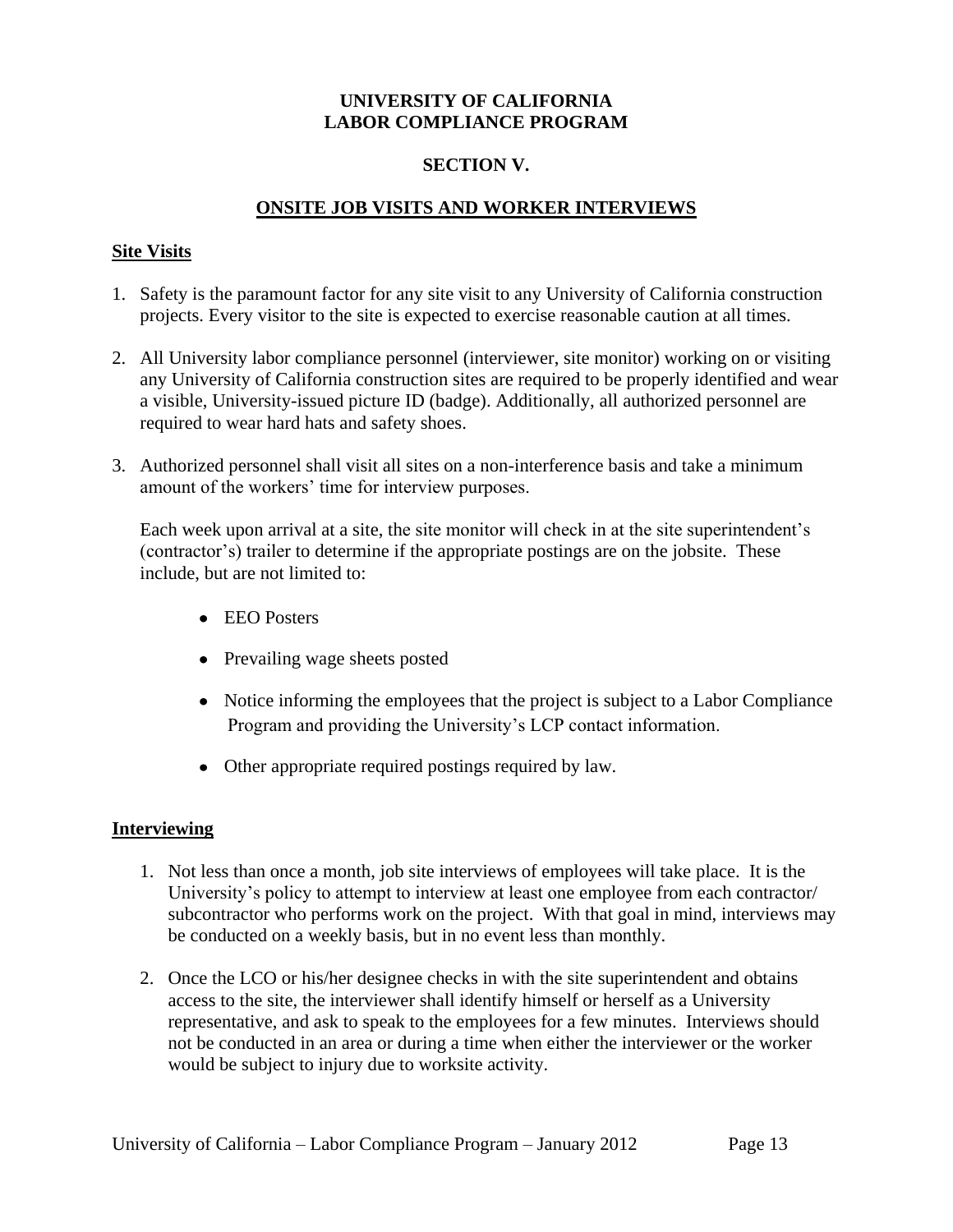# UNIVERSITY OF CALIFORNIA
# LABOR COMPLIANCE PROGRAM

## SECTION V.

## ONSITE JOB VISITS AND WORKER INTERVIEWS

### Site Visits

1. Safety is the paramount factor for any site visit to any University of California construction projects. Every visitor to the site is expected to exercise reasonable caution at all times.

2. All University labor compliance personnel (interviewer, site monitor) working on or visiting any University of California construction sites are required to be properly identified and wear a visible, University-issued picture ID (badge). Additionally, all authorized personnel are required to wear hard hats and safety shoes.

3. Authorized personnel shall visit all sites on a non-interference basis and take a minimum amount of the workers' time for interview purposes.

   Each week upon arrival at a site, the site monitor will check in at the site superintendent's (contractor's) trailer to determine if the appropriate postings are on the jobsite. These include, but are not limited to:

   - EEO Posters
   - Prevailing wage sheets posted
   - Notice informing the employees that the project is subject to a Labor Compliance Program and providing the University's LCP contact information.
   - Other appropriate required postings required by law.

### Interviewing

1. Not less than once a month, job site interviews of employees will take place. It is the University's policy to attempt to interview at least one employee from each contractor/ subcontractor who performs work on the project. With that goal in mind, interviews may be conducted on a weekly basis, but in no event less than monthly.

2. Once the LCO or his/her designee checks in with the site superintendent and obtains access to the site, the interviewer shall identify himself or herself as a University representative, and ask to speak to the employees for a few minutes. Interviews should not be conducted in an area or during a time when either the interviewer or the worker would be subject to injury due to worksite activity.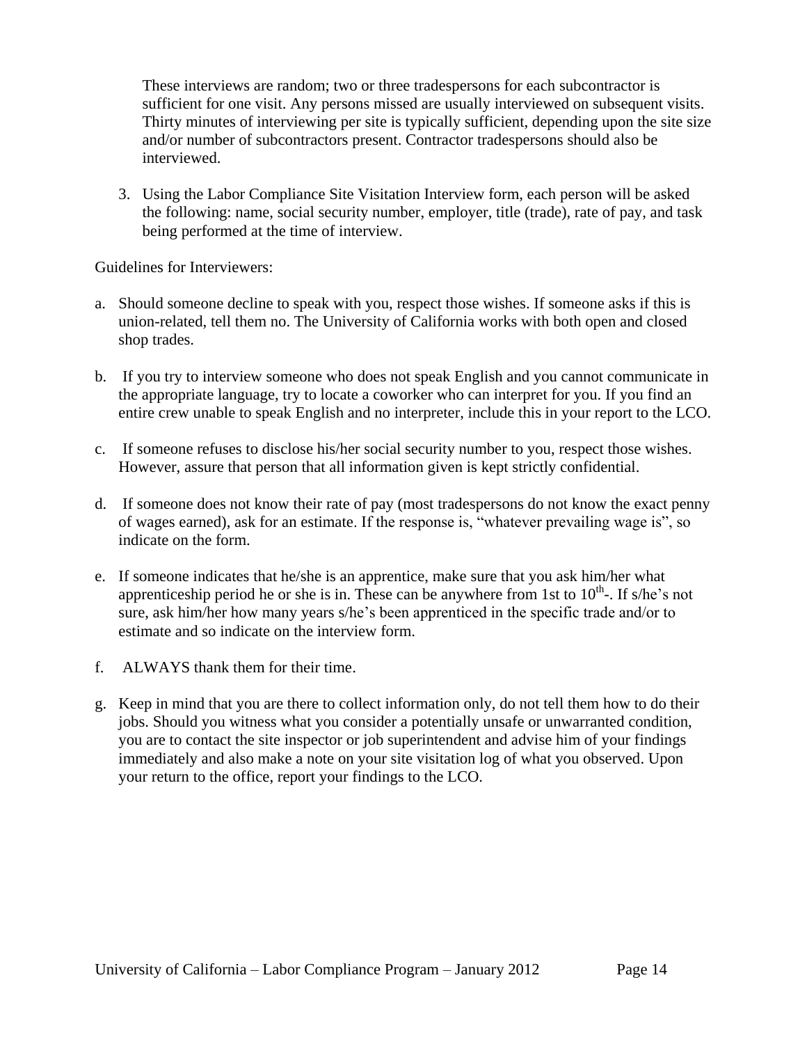These interviews are random; two or three tradespersons for each subcontractor is sufficient for one visit. Any persons missed are usually interviewed on subsequent visits. Thirty minutes of interviewing per site is typically sufficient, depending upon the site size and/or number of subcontractors present. Contractor tradespersons should also be interviewed.

3. Using the Labor Compliance Site Visitation Interview form, each person will be asked the following: name, social security number, employer, title (trade), rate of pay, and task being performed at the time of interview.

Guidelines for Interviewers:

a. Should someone decline to speak with you, respect those wishes. If someone asks if this is union-related, tell them no. The University of California works with both open and closed shop trades.

b. If you try to interview someone who does not speak English and you cannot communicate in the appropriate language, try to locate a coworker who can interpret for you. If you find an entire crew unable to speak English and no interpreter, include this in your report to the LCO.

c. If someone refuses to disclose his/her social security number to you, respect those wishes. However, assure that person that all information given is kept strictly confidential.

d. If someone does not know their rate of pay (most tradespersons do not know the exact penny of wages earned), ask for an estimate. If the response is, "whatever prevailing wage is", so indicate on the form.

e. If someone indicates that he/she is an apprentice, make sure that you ask him/her what apprenticeship period he or she is in. These can be anywhere from 1st to 10th-. If s/he's not sure, ask him/her how many years s/he's been apprenticed in the specific trade and/or to estimate and so indicate on the interview form.

f. ALWAYS thank them for their time.

g. Keep in mind that you are there to collect information only, do not tell them how to do their jobs. Should you witness what you consider a potentially unsafe or unwarranted condition, you are to contact the site inspector or job superintendent and advise him of your findings immediately and also make a note on your site visitation log of what you observed. Upon your return to the office, report your findings to the LCO.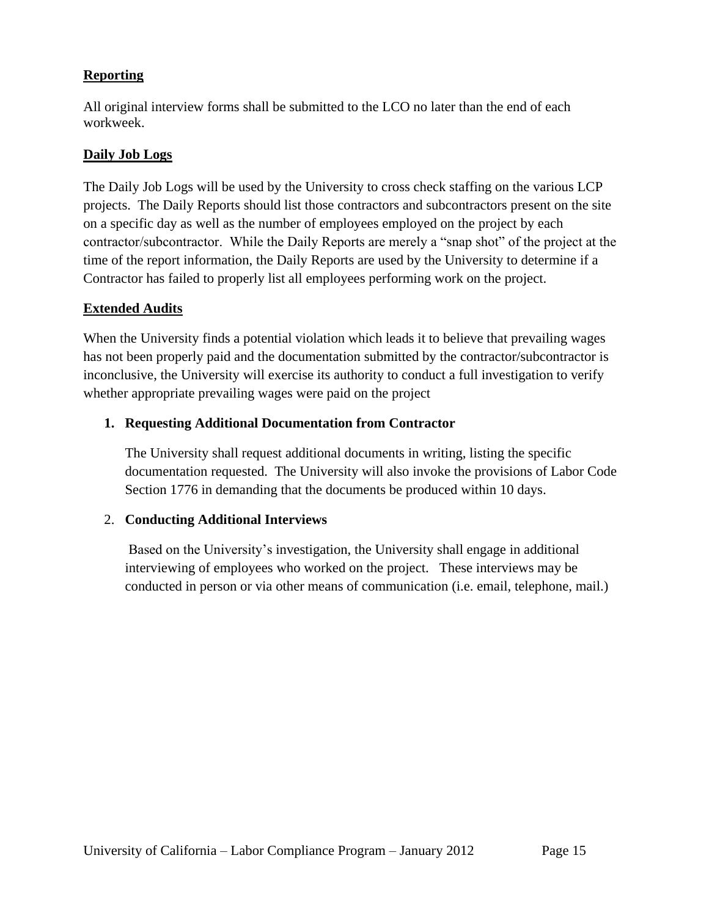**Reporting**

All original interview forms shall be submitted to the LCO no later than the end of each workweek.

**Daily Job Logs**

The Daily Job Logs will be used by the University to cross check staffing on the various LCP projects. The Daily Reports should list those contractors and subcontractors present on the site on a specific day as well as the number of employees employed on the project by each contractor/subcontractor. While the Daily Reports are merely a "snap shot" of the project at the time of the report information, the Daily Reports are used by the University to determine if a Contractor has failed to properly list all employees performing work on the project.

**Extended Audits**

When the University finds a potential violation which leads it to believe that prevailing wages has not been properly paid and the documentation submitted by the contractor/subcontractor is inconclusive, the University will exercise its authority to conduct a full investigation to verify whether appropriate prevailing wages were paid on the project

1. **Requesting Additional Documentation from Contractor**

   The University shall request additional documents in writing, listing the specific documentation requested. The University will also invoke the provisions of Labor Code Section 1776 in demanding that the documents be produced within 10 days.

2. **Conducting Additional Interviews**

   Based on the University's investigation, the University shall engage in additional interviewing of employees who worked on the project. These interviews may be conducted in person or via other means of communication (i.e. email, telephone, mail.)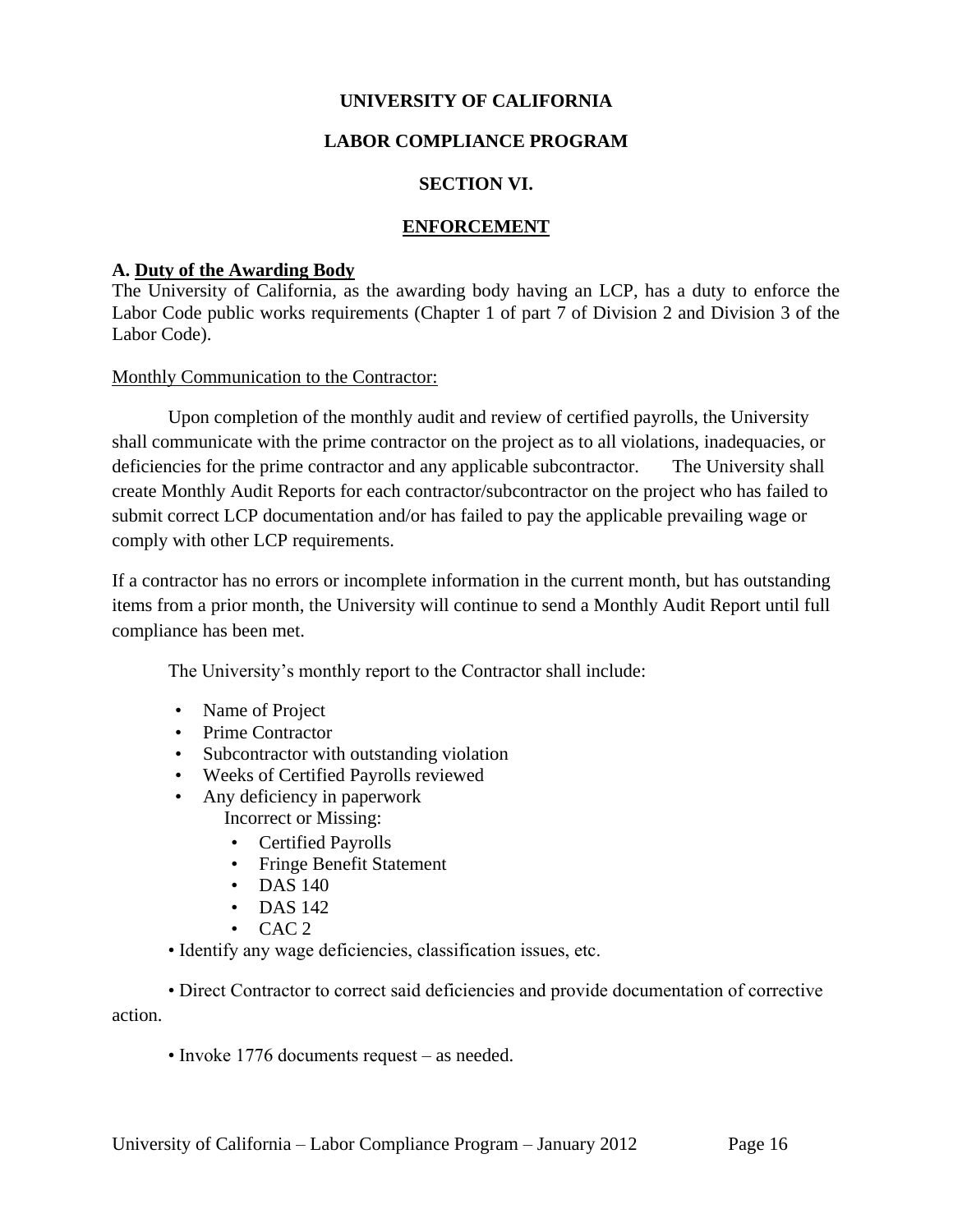**UNIVERSITY OF CALIFORNIA**

**LABOR COMPLIANCE PROGRAM**

**SECTION VI.**

# ENFORCEMENT

**A. Duty of the Awarding Body**

The University of California, as the awarding body having an LCP, has a duty to enforce the Labor Code public works requirements (Chapter 1 of part 7 of Division 2 and Division 3 of the Labor Code).

Monthly Communication to the Contractor:

Upon completion of the monthly audit and review of certified payrolls, the University shall communicate with the prime contractor on the project as to all violations, inadequacies, or deficiencies for the prime contractor and any applicable subcontractor. The University shall create Monthly Audit Reports for each contractor/subcontractor on the project who has failed to submit correct LCP documentation and/or has failed to pay the applicable prevailing wage or comply with other LCP requirements.

If a contractor has no errors or incomplete information in the current month, but has outstanding items from a prior month, the University will continue to send a Monthly Audit Report until full compliance has been met.

The University's monthly report to the Contractor shall include:

- Name of Project
- Prime Contractor
- Subcontractor with outstanding violation
- Weeks of Certified Payrolls reviewed
- Any deficiency in paperwork
  Incorrect or Missing:
  - Certified Payrolls
  - Fringe Benefit Statement
  - DAS 140
  - DAS 142
  - CAC 2
- Identify any wage deficiencies, classification issues, etc.
- Direct Contractor to correct said deficiencies and provide documentation of corrective action.
- Invoke 1776 documents request – as needed.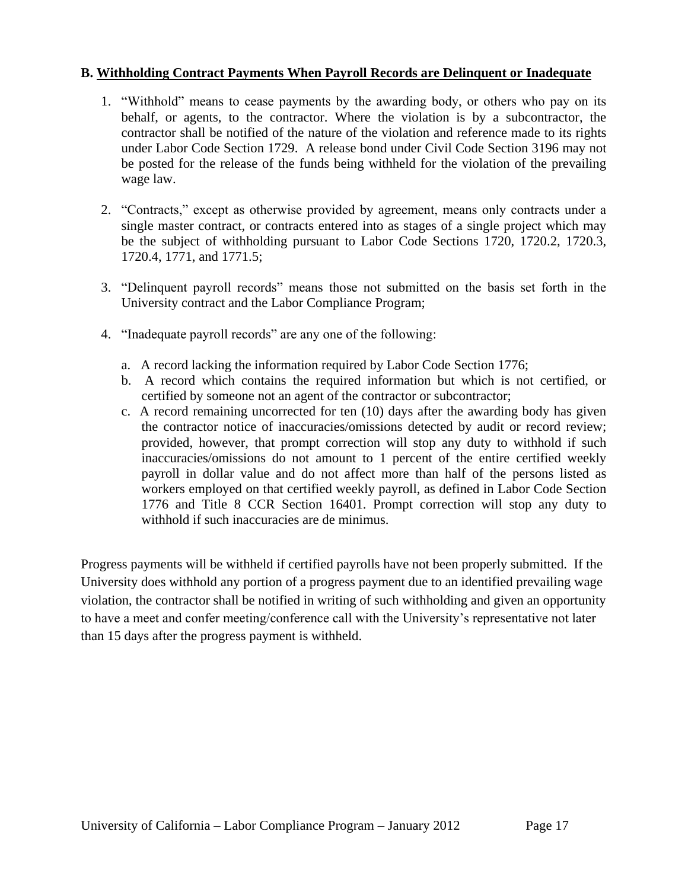### B. <u>Withholding Contract Payments When Payroll Records are Delinquent or Inadequate</u>

1. "Withhold" means to cease payments by the awarding body, or others who pay on its behalf, or agents, to the contractor. Where the violation is by a subcontractor, the contractor shall be notified of the nature of the violation and reference made to its rights under Labor Code Section 1729. A release bond under Civil Code Section 3196 may not be posted for the release of the funds being withheld for the violation of the prevailing wage law.

2. "Contracts," except as otherwise provided by agreement, means only contracts under a single master contract, or contracts entered into as stages of a single project which may be the subject of withholding pursuant to Labor Code Sections 1720, 1720.2, 1720.3, 1720.4, 1771, and 1771.5;

3. "Delinquent payroll records" means those not submitted on the basis set forth in the University contract and the Labor Compliance Program;

4. "Inadequate payroll records" are any one of the following:

   a. A record lacking the information required by Labor Code Section 1776;
   b. A record which contains the required information but which is not certified, or certified by someone not an agent of the contractor or subcontractor;
   c. A record remaining uncorrected for ten (10) days after the awarding body has given the contractor notice of inaccuracies/omissions detected by audit or record review; provided, however, that prompt correction will stop any duty to withhold if such inaccuracies/omissions do not amount to 1 percent of the entire certified weekly payroll in dollar value and do not affect more than half of the persons listed as workers employed on that certified weekly payroll, as defined in Labor Code Section 1776 and Title 8 CCR Section 16401. Prompt correction will stop any duty to withhold if such inaccuracies are de minimus.

Progress payments will be withheld if certified payrolls have not been properly submitted. If the University does withhold any portion of a progress payment due to an identified prevailing wage violation, the contractor shall be notified in writing of such withholding and given an opportunity to have a meet and confer meeting/conference call with the University's representative not later than 15 days after the progress payment is withheld.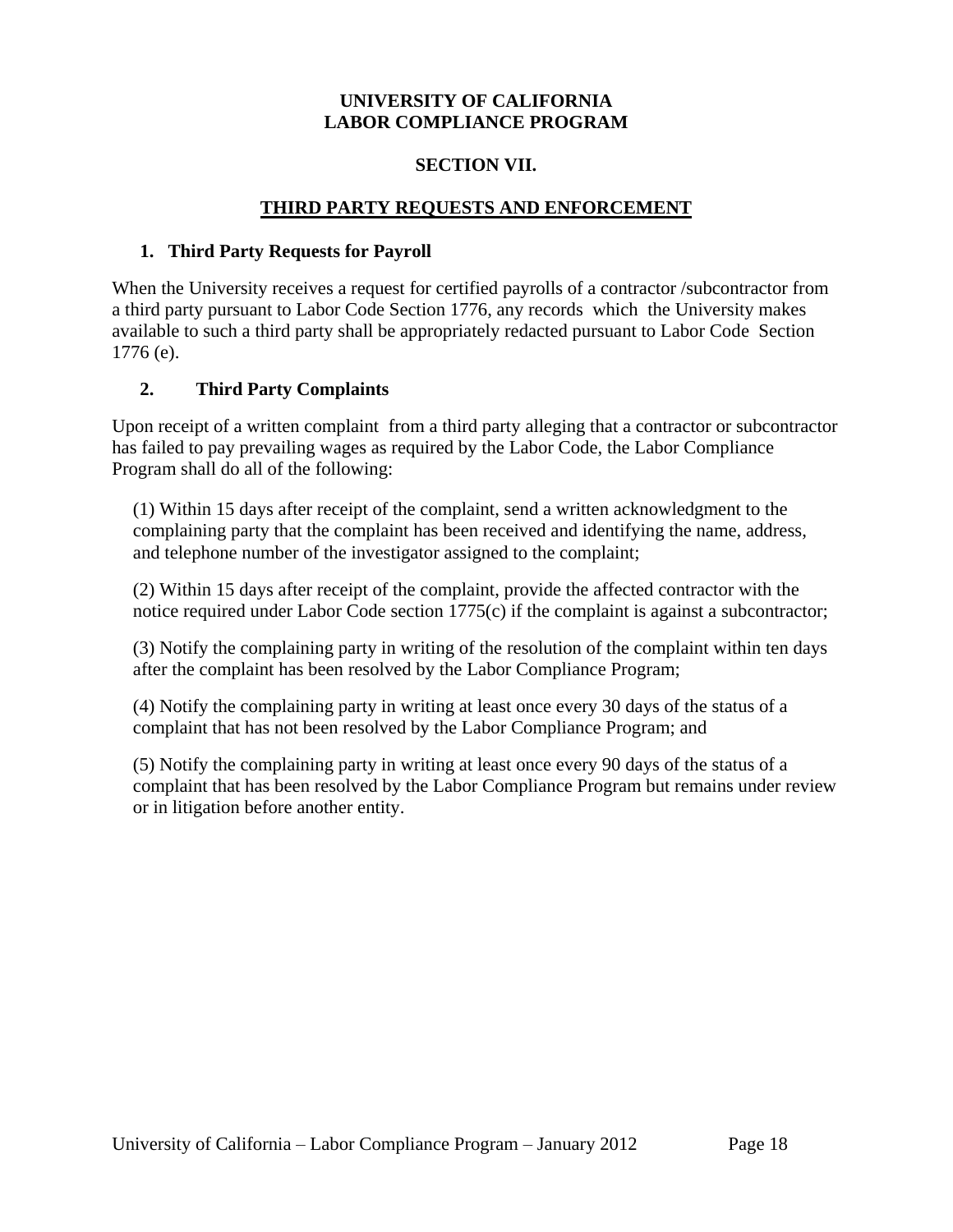**UNIVERSITY OF CALIFORNIA**
**LABOR COMPLIANCE PROGRAM**

**SECTION VII.**

## THIRD PARTY REQUESTS AND ENFORCEMENT

### 1. Third Party Requests for Payroll

When the University receives a request for certified payrolls of a contractor /subcontractor from a third party pursuant to Labor Code Section 1776, any records which the University makes available to such a third party shall be appropriately redacted pursuant to Labor Code Section 1776 (e).

### 2. Third Party Complaints

Upon receipt of a written complaint from a third party alleging that a contractor or subcontractor has failed to pay prevailing wages as required by the Labor Code, the Labor Compliance Program shall do all of the following:

(1) Within 15 days after receipt of the complaint, send a written acknowledgment to the complaining party that the complaint has been received and identifying the name, address, and telephone number of the investigator assigned to the complaint;

(2) Within 15 days after receipt of the complaint, provide the affected contractor with the notice required under Labor Code section 1775(c) if the complaint is against a subcontractor;

(3) Notify the complaining party in writing of the resolution of the complaint within ten days after the complaint has been resolved by the Labor Compliance Program;

(4) Notify the complaining party in writing at least once every 30 days of the status of a complaint that has not been resolved by the Labor Compliance Program; and

(5) Notify the complaining party in writing at least once every 90 days of the status of a complaint that has been resolved by the Labor Compliance Program but remains under review or in litigation before another entity.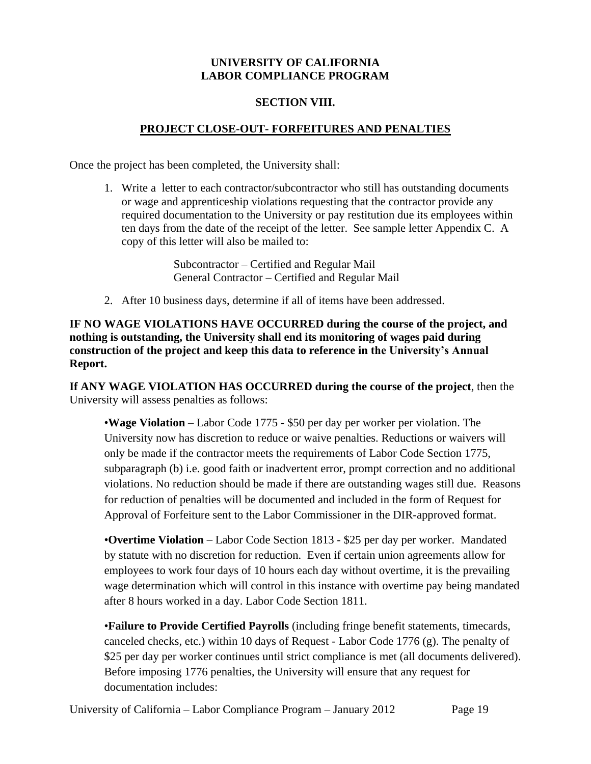**UNIVERSITY OF CALIFORNIA**
**LABOR COMPLIANCE PROGRAM**

**SECTION VIII.**

## PROJECT CLOSE-OUT- FORFEITURES AND PENALTIES

Once the project has been completed, the University shall:

1. Write a letter to each contractor/subcontractor who still has outstanding documents or wage and apprenticeship violations requesting that the contractor provide any required documentation to the University or pay restitution due its employees within ten days from the date of the receipt of the letter. See sample letter Appendix C. A copy of this letter will also be mailed to:

   Subcontractor – Certified and Regular Mail
   General Contractor – Certified and Regular Mail

2. After 10 business days, determine if all of items have been addressed.

**IF NO WAGE VIOLATIONS HAVE OCCURRED during the course of the project, and nothing is outstanding, the University shall end its monitoring of wages paid during construction of the project and keep this data to reference in the University's Annual Report.**

**If ANY WAGE VIOLATION HAS OCCURRED during the course of the project**, then the University will assess penalties as follows:

•**Wage Violation** – Labor Code 1775 - $50 per day per worker per violation. The University now has discretion to reduce or waive penalties. Reductions or waivers will only be made if the contractor meets the requirements of Labor Code Section 1775, subparagraph (b) i.e. good faith or inadvertent error, prompt correction and no additional violations. No reduction should be made if there are outstanding wages still due. Reasons for reduction of penalties will be documented and included in the form of Request for Approval of Forfeiture sent to the Labor Commissioner in the DIR-approved format.

•**Overtime Violation** – Labor Code Section 1813 - $25 per day per worker. Mandated by statute with no discretion for reduction. Even if certain union agreements allow for employees to work four days of 10 hours each day without overtime, it is the prevailing wage determination which will control in this instance with overtime pay being mandated after 8 hours worked in a day. Labor Code Section 1811.

•**Failure to Provide Certified Payrolls** (including fringe benefit statements, timecards, canceled checks, etc.) within 10 days of Request - Labor Code 1776 (g). The penalty of $25 per day per worker continues until strict compliance is met (all documents delivered). Before imposing 1776 penalties, the University will ensure that any request for documentation includes: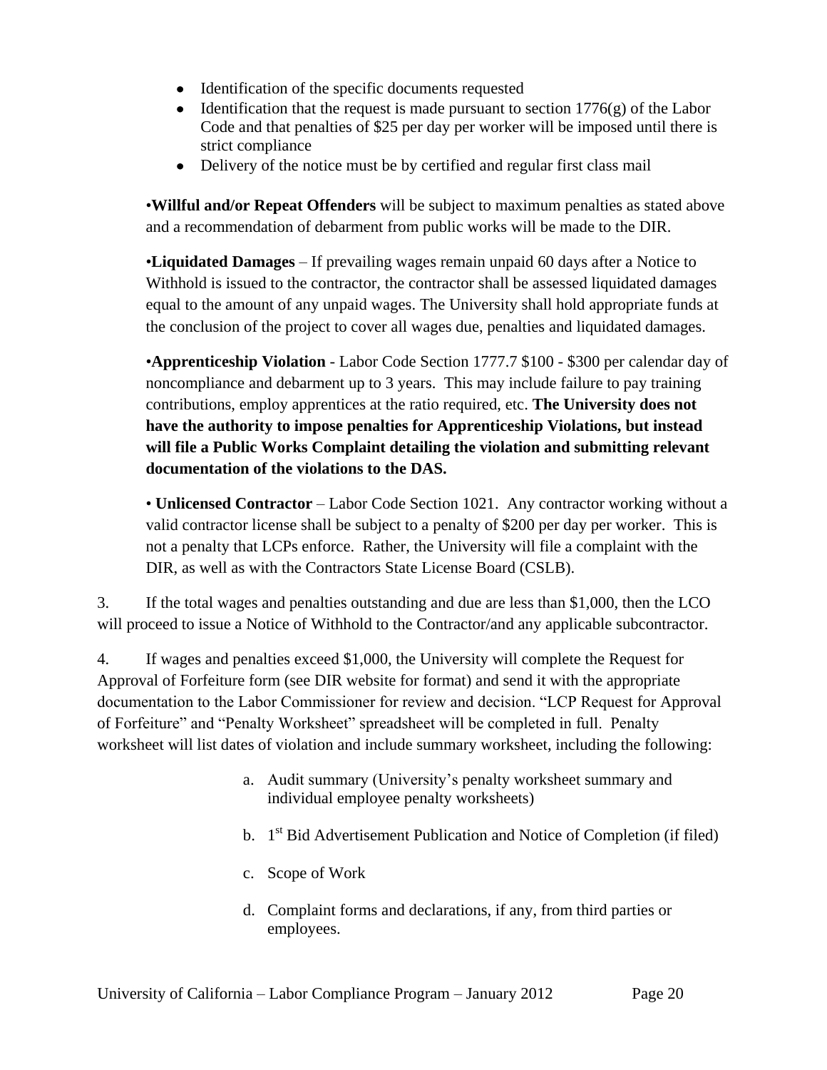- Identification of the specific documents requested
- Identification that the request is made pursuant to section 1776(g) of the Labor Code and that penalties of $25 per day per worker will be imposed until there is strict compliance
- Delivery of the notice must be by certified and regular first class mail

•**Willful and/or Repeat Offenders** will be subject to maximum penalties as stated above and a recommendation of debarment from public works will be made to the DIR.

•**Liquidated Damages** – If prevailing wages remain unpaid 60 days after a Notice to Withhold is issued to the contractor, the contractor shall be assessed liquidated damages equal to the amount of any unpaid wages. The University shall hold appropriate funds at the conclusion of the project to cover all wages due, penalties and liquidated damages.

•**Apprenticeship Violation** - Labor Code Section 1777.7 $100 - $300 per calendar day of noncompliance and debarment up to 3 years. This may include failure to pay training contributions, employ apprentices at the ratio required, etc. **The University does not have the authority to impose penalties for Apprenticeship Violations, but instead will file a Public Works Complaint detailing the violation and submitting relevant documentation of the violations to the DAS.**

• **Unlicensed Contractor** – Labor Code Section 1021. Any contractor working without a valid contractor license shall be subject to a penalty of $200 per day per worker. This is not a penalty that LCPs enforce. Rather, the University will file a complaint with the DIR, as well as with the Contractors State License Board (CSLB).

3. If the total wages and penalties outstanding and due are less than $1,000, then the LCO will proceed to issue a Notice of Withhold to the Contractor/and any applicable subcontractor.

4. If wages and penalties exceed $1,000, the University will complete the Request for Approval of Forfeiture form (see DIR website for format) and send it with the appropriate documentation to the Labor Commissioner for review and decision. "LCP Request for Approval of Forfeiture" and "Penalty Worksheet" spreadsheet will be completed in full. Penalty worksheet will list dates of violation and include summary worksheet, including the following:

   a. Audit summary (University's penalty worksheet summary and individual employee penalty worksheets)

   b. 1st Bid Advertisement Publication and Notice of Completion (if filed)

   c. Scope of Work

   d. Complaint forms and declarations, if any, from third parties or employees.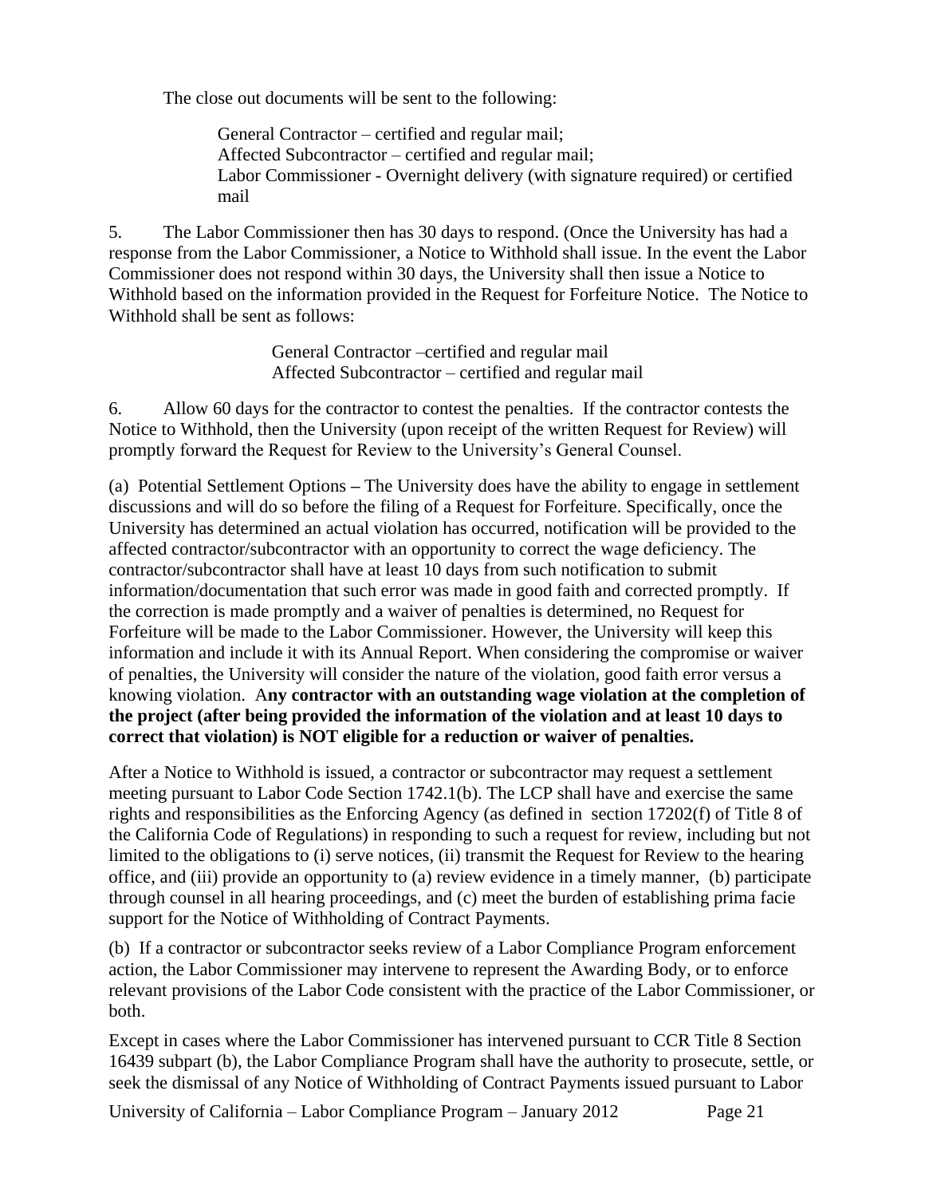The close out documents will be sent to the following:

> General Contractor – certified and regular mail;
> Affected Subcontractor – certified and regular mail;
> Labor Commissioner - Overnight delivery (with signature required) or certified mail

5. The Labor Commissioner then has 30 days to respond. (Once the University has had a response from the Labor Commissioner, a Notice to Withhold shall issue. In the event the Labor Commissioner does not respond within 30 days, the University shall then issue a Notice to Withhold based on the information provided in the Request for Forfeiture Notice. The Notice to Withhold shall be sent as follows:

> General Contractor –certified and regular mail
> Affected Subcontractor – certified and regular mail

6. Allow 60 days for the contractor to contest the penalties. If the contractor contests the Notice to Withhold, then the University (upon receipt of the written Request for Review) will promptly forward the Request for Review to the University's General Counsel.

(a) Potential Settlement Options – The University does have the ability to engage in settlement discussions and will do so before the filing of a Request for Forfeiture. Specifically, once the University has determined an actual violation has occurred, notification will be provided to the affected contractor/subcontractor with an opportunity to correct the wage deficiency. The contractor/subcontractor shall have at least 10 days from such notification to submit information/documentation that such error was made in good faith and corrected promptly. If the correction is made promptly and a waiver of penalties is determined, no Request for Forfeiture will be made to the Labor Commissioner. However, the University will keep this information and include it with its Annual Report. When considering the compromise or waiver of penalties, the University will consider the nature of the violation, good faith error versus a knowing violation. **Any contractor with an outstanding wage violation at the completion of the project (after being provided the information of the violation and at least 10 days to correct that violation) is NOT eligible for a reduction or waiver of penalties.**

After a Notice to Withhold is issued, a contractor or subcontractor may request a settlement meeting pursuant to Labor Code Section 1742.1(b). The LCP shall have and exercise the same rights and responsibilities as the Enforcing Agency (as defined in section 17202(f) of Title 8 of the California Code of Regulations) in responding to such a request for review, including but not limited to the obligations to (i) serve notices, (ii) transmit the Request for Review to the hearing office, and (iii) provide an opportunity to (a) review evidence in a timely manner, (b) participate through counsel in all hearing proceedings, and (c) meet the burden of establishing prima facie support for the Notice of Withholding of Contract Payments.

(b) If a contractor or subcontractor seeks review of a Labor Compliance Program enforcement action, the Labor Commissioner may intervene to represent the Awarding Body, or to enforce relevant provisions of the Labor Code consistent with the practice of the Labor Commissioner, or both.

Except in cases where the Labor Commissioner has intervened pursuant to CCR Title 8 Section 16439 subpart (b), the Labor Compliance Program shall have the authority to prosecute, settle, or seek the dismissal of any Notice of Withholding of Contract Payments issued pursuant to Labor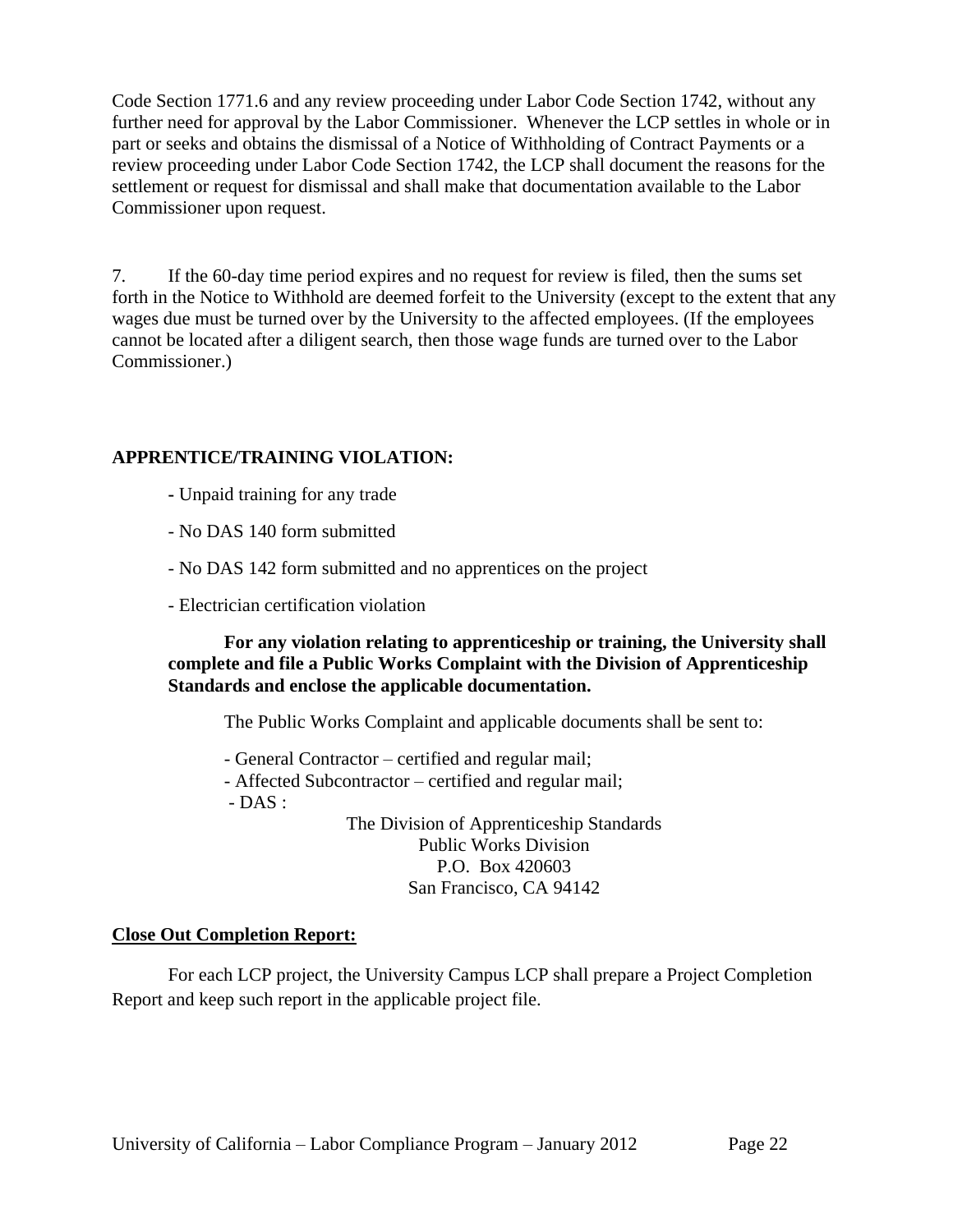Code Section 1771.6 and any review proceeding under Labor Code Section 1742, without any further need for approval by the Labor Commissioner. Whenever the LCP settles in whole or in part or seeks and obtains the dismissal of a Notice of Withholding of Contract Payments or a review proceeding under Labor Code Section 1742, the LCP shall document the reasons for the settlement or request for dismissal and shall make that documentation available to the Labor Commissioner upon request.

7. If the 60-day time period expires and no request for review is filed, then the sums set forth in the Notice to Withhold are deemed forfeit to the University (except to the extent that any wages due must be turned over by the University to the affected employees. (If the employees cannot be located after a diligent search, then those wage funds are turned over to the Labor Commissioner.)

**APPRENTICE/TRAINING VIOLATION:**

- Unpaid training for any trade
- No DAS 140 form submitted
- No DAS 142 form submitted and no apprentices on the project
- Electrician certification violation

**For any violation relating to apprenticeship or training, the University shall complete and file a Public Works Complaint with the Division of Apprenticeship Standards and enclose the applicable documentation.**

The Public Works Complaint and applicable documents shall be sent to:

- General Contractor – certified and regular mail;
- Affected Subcontractor – certified and regular mail;
- DAS :

The Division of Apprenticeship Standards
Public Works Division
P.O. Box 420603
San Francisco, CA 94142

**Close Out Completion Report:**

For each LCP project, the University Campus LCP shall prepare a Project Completion Report and keep such report in the applicable project file.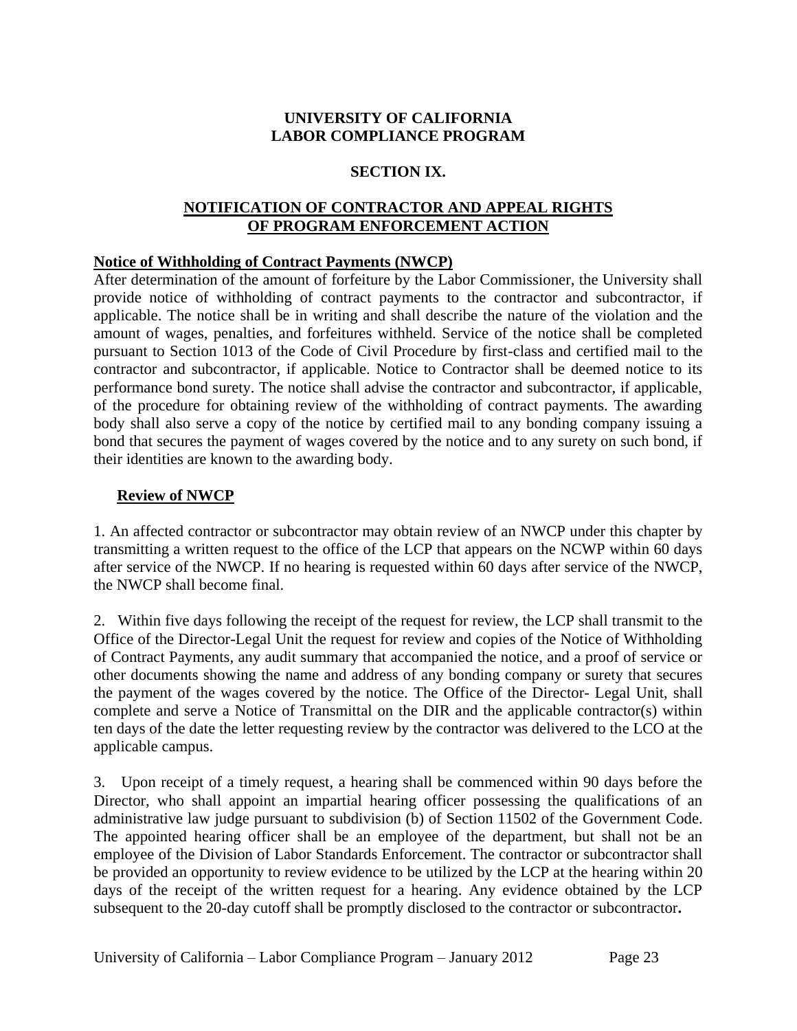# UNIVERSITY OF CALIFORNIA
# LABOR COMPLIANCE PROGRAM

## SECTION IX.

## NOTIFICATION OF CONTRACTOR AND APPEAL RIGHTS OF PROGRAM ENFORCEMENT ACTION

### Notice of Withholding of Contract Payments (NWCP)

After determination of the amount of forfeiture by the Labor Commissioner, the University shall provide notice of withholding of contract payments to the contractor and subcontractor, if applicable. The notice shall be in writing and shall describe the nature of the violation and the amount of wages, penalties, and forfeitures withheld. Service of the notice shall be completed pursuant to Section 1013 of the Code of Civil Procedure by first-class and certified mail to the contractor and subcontractor, if applicable. Notice to Contractor shall be deemed notice to its performance bond surety. The notice shall advise the contractor and subcontractor, if applicable, of the procedure for obtaining review of the withholding of contract payments. The awarding body shall also serve a copy of the notice by certified mail to any bonding company issuing a bond that secures the payment of wages covered by the notice and to any surety on such bond, if their identities are known to the awarding body.

#### Review of NWCP

1. An affected contractor or subcontractor may obtain review of an NWCP under this chapter by transmitting a written request to the office of the LCP that appears on the NCWP within 60 days after service of the NWCP. If no hearing is requested within 60 days after service of the NWCP, the NWCP shall become final.

2. Within five days following the receipt of the request for review, the LCP shall transmit to the Office of the Director-Legal Unit the request for review and copies of the Notice of Withholding of Contract Payments, any audit summary that accompanied the notice, and a proof of service or other documents showing the name and address of any bonding company or surety that secures the payment of the wages covered by the notice. The Office of the Director- Legal Unit, shall complete and serve a Notice of Transmittal on the DIR and the applicable contractor(s) within ten days of the date the letter requesting review by the contractor was delivered to the LCO at the applicable campus.

3. Upon receipt of a timely request, a hearing shall be commenced within 90 days before the Director, who shall appoint an impartial hearing officer possessing the qualifications of an administrative law judge pursuant to subdivision (b) of Section 11502 of the Government Code. The appointed hearing officer shall be an employee of the department, but shall not be an employee of the Division of Labor Standards Enforcement. The contractor or subcontractor shall be provided an opportunity to review evidence to be utilized by the LCP at the hearing within 20 days of the receipt of the written request for a hearing. Any evidence obtained by the LCP subsequent to the 20-day cutoff shall be promptly disclosed to the contractor or subcontractor**.**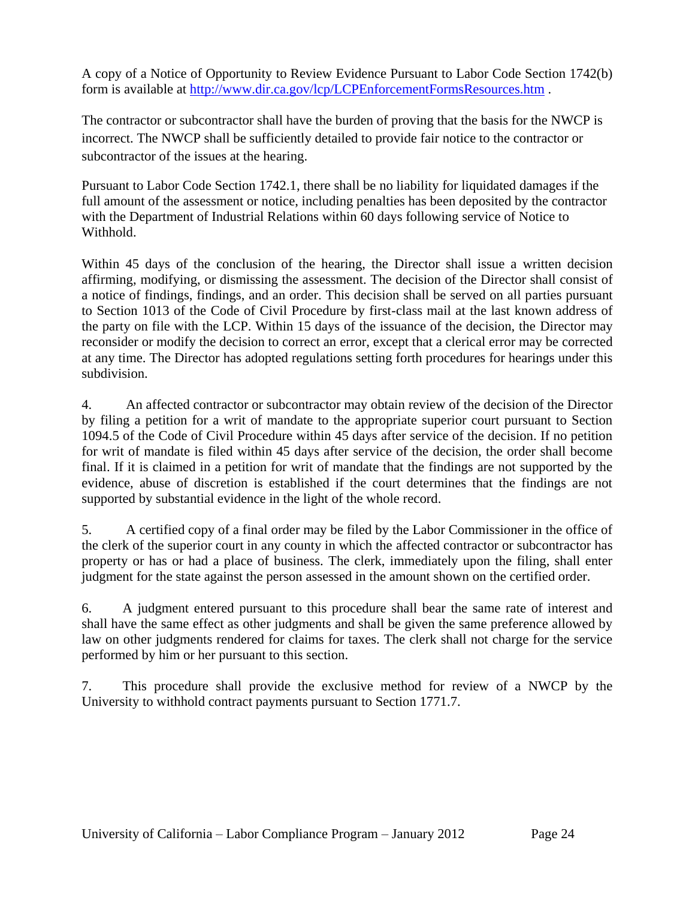A copy of a Notice of Opportunity to Review Evidence Pursuant to Labor Code Section 1742(b) form is available at http://www.dir.ca.gov/lcp/LCPEnforcementFormsResources.htm .

The contractor or subcontractor shall have the burden of proving that the basis for the NWCP is incorrect. The NWCP shall be sufficiently detailed to provide fair notice to the contractor or subcontractor of the issues at the hearing.

Pursuant to Labor Code Section 1742.1, there shall be no liability for liquidated damages if the full amount of the assessment or notice, including penalties has been deposited by the contractor with the Department of Industrial Relations within 60 days following service of Notice to Withhold.

Within 45 days of the conclusion of the hearing, the Director shall issue a written decision affirming, modifying, or dismissing the assessment. The decision of the Director shall consist of a notice of findings, findings, and an order. This decision shall be served on all parties pursuant to Section 1013 of the Code of Civil Procedure by first-class mail at the last known address of the party on file with the LCP. Within 15 days of the issuance of the decision, the Director may reconsider or modify the decision to correct an error, except that a clerical error may be corrected at any time. The Director has adopted regulations setting forth procedures for hearings under this subdivision.

4. An affected contractor or subcontractor may obtain review of the decision of the Director by filing a petition for a writ of mandate to the appropriate superior court pursuant to Section 1094.5 of the Code of Civil Procedure within 45 days after service of the decision. If no petition for writ of mandate is filed within 45 days after service of the decision, the order shall become final. If it is claimed in a petition for writ of mandate that the findings are not supported by the evidence, abuse of discretion is established if the court determines that the findings are not supported by substantial evidence in the light of the whole record.

5. A certified copy of a final order may be filed by the Labor Commissioner in the office of the clerk of the superior court in any county in which the affected contractor or subcontractor has property or has or had a place of business. The clerk, immediately upon the filing, shall enter judgment for the state against the person assessed in the amount shown on the certified order.

6. A judgment entered pursuant to this procedure shall bear the same rate of interest and shall have the same effect as other judgments and shall be given the same preference allowed by law on other judgments rendered for claims for taxes. The clerk shall not charge for the service performed by him or her pursuant to this section.

7. This procedure shall provide the exclusive method for review of a NWCP by the University to withhold contract payments pursuant to Section 1771.7.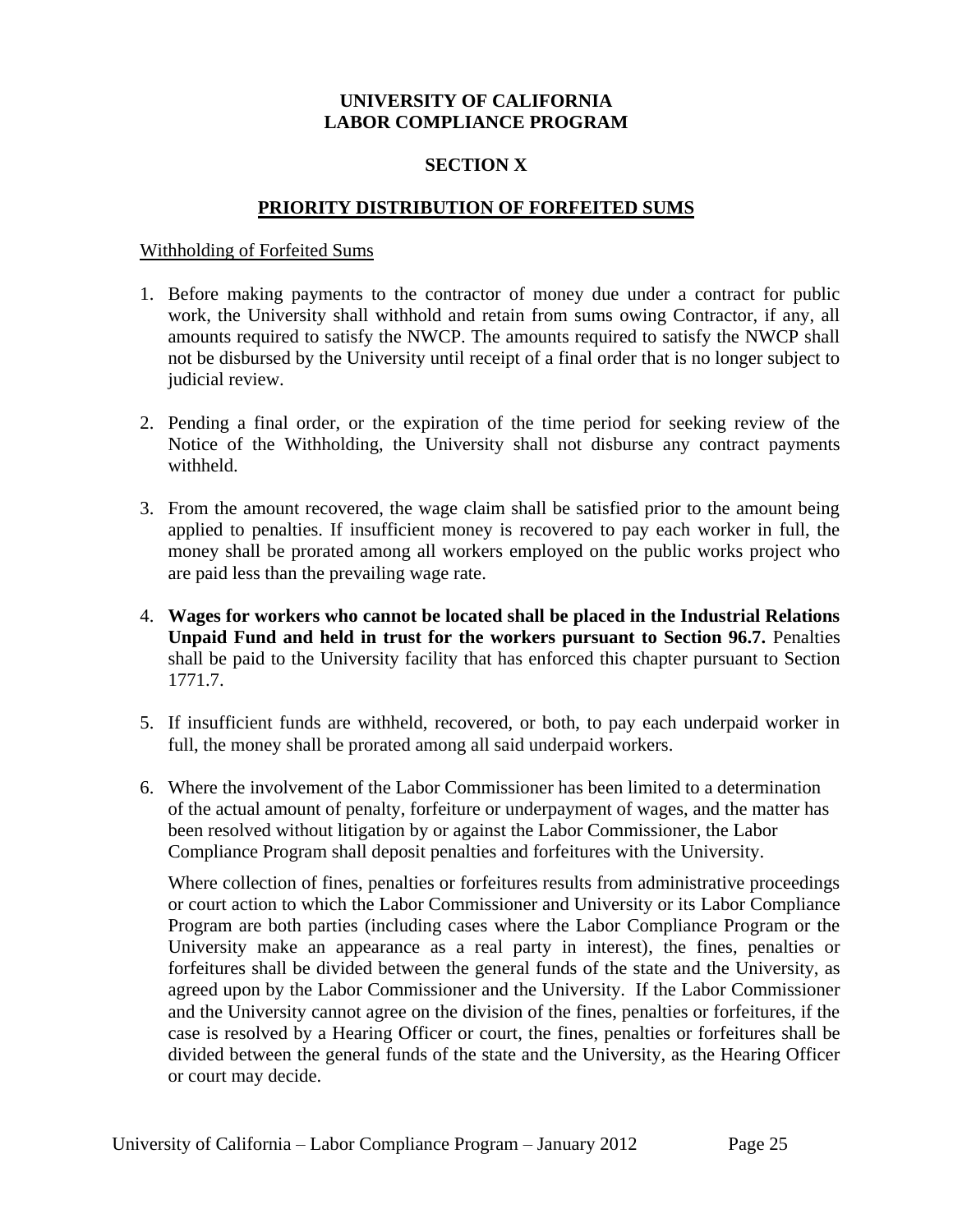**UNIVERSITY OF CALIFORNIA**
**LABOR COMPLIANCE PROGRAM**

**SECTION X**

## PRIORITY DISTRIBUTION OF FORFEITED SUMS

Withholding of Forfeited Sums

1. Before making payments to the contractor of money due under a contract for public work, the University shall withhold and retain from sums owing Contractor, if any, all amounts required to satisfy the NWCP. The amounts required to satisfy the NWCP shall not be disbursed by the University until receipt of a final order that is no longer subject to judicial review.

2. Pending a final order, or the expiration of the time period for seeking review of the Notice of the Withholding, the University shall not disburse any contract payments withheld.

3. From the amount recovered, the wage claim shall be satisfied prior to the amount being applied to penalties. If insufficient money is recovered to pay each worker in full, the money shall be prorated among all workers employed on the public works project who are paid less than the prevailing wage rate.

4. **Wages for workers who cannot be located shall be placed in the Industrial Relations Unpaid Fund and held in trust for the workers pursuant to Section 96.7.** Penalties shall be paid to the University facility that has enforced this chapter pursuant to Section 1771.7.

5. If insufficient funds are withheld, recovered, or both, to pay each underpaid worker in full, the money shall be prorated among all said underpaid workers.

6. Where the involvement of the Labor Commissioner has been limited to a determination of the actual amount of penalty, forfeiture or underpayment of wages, and the matter has been resolved without litigation by or against the Labor Commissioner, the Labor Compliance Program shall deposit penalties and forfeitures with the University.

   Where collection of fines, penalties or forfeitures results from administrative proceedings or court action to which the Labor Commissioner and University or its Labor Compliance Program are both parties (including cases where the Labor Compliance Program or the University make an appearance as a real party in interest), the fines, penalties or forfeitures shall be divided between the general funds of the state and the University, as agreed upon by the Labor Commissioner and the University. If the Labor Commissioner and the University cannot agree on the division of the fines, penalties or forfeitures, if the case is resolved by a Hearing Officer or court, the fines, penalties or forfeitures shall be divided between the general funds of the state and the University, as the Hearing Officer or court may decide.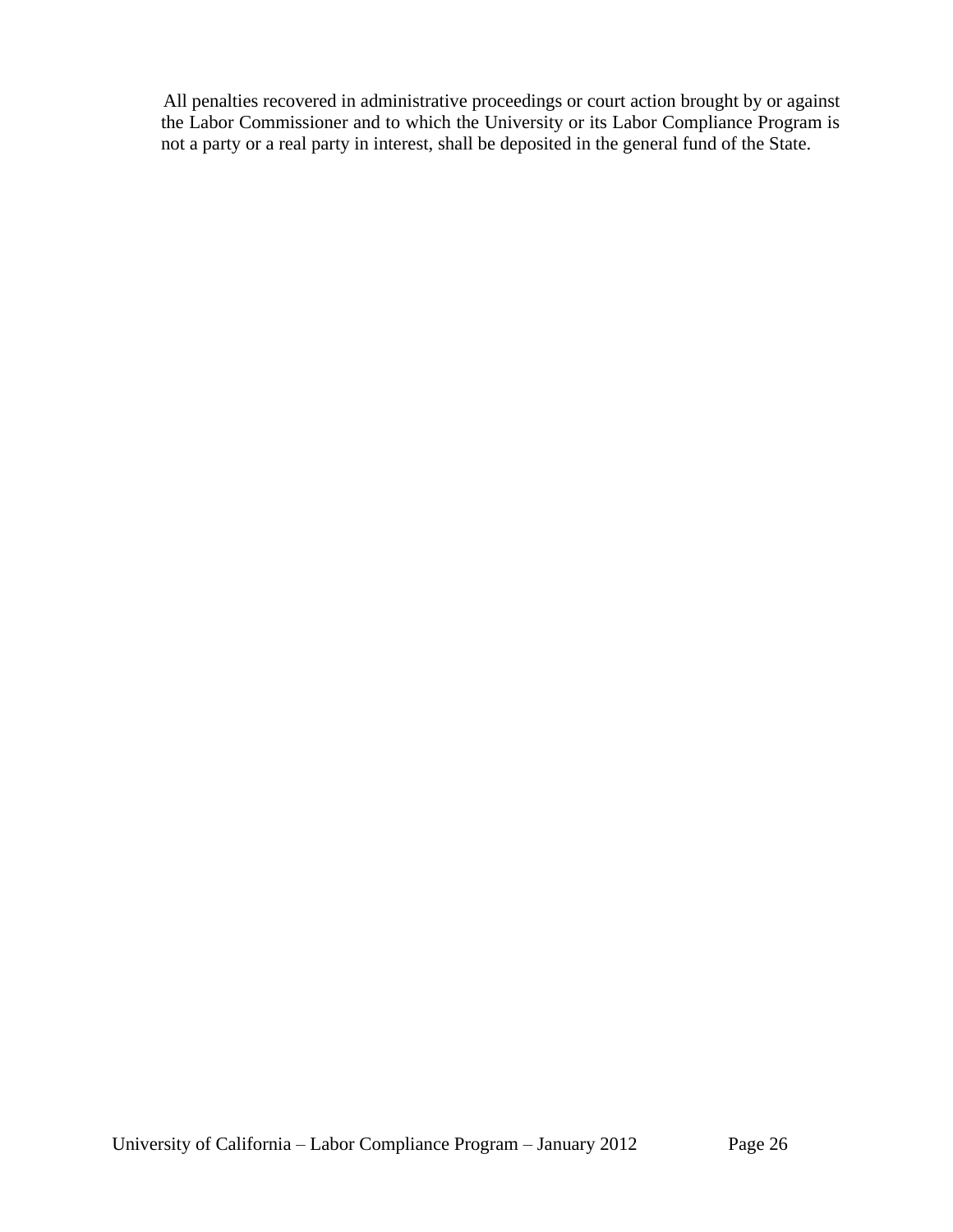All penalties recovered in administrative proceedings or court action brought by or against the Labor Commissioner and to which the University or its Labor Compliance Program is not a party or a real party in interest, shall be deposited in the general fund of the State.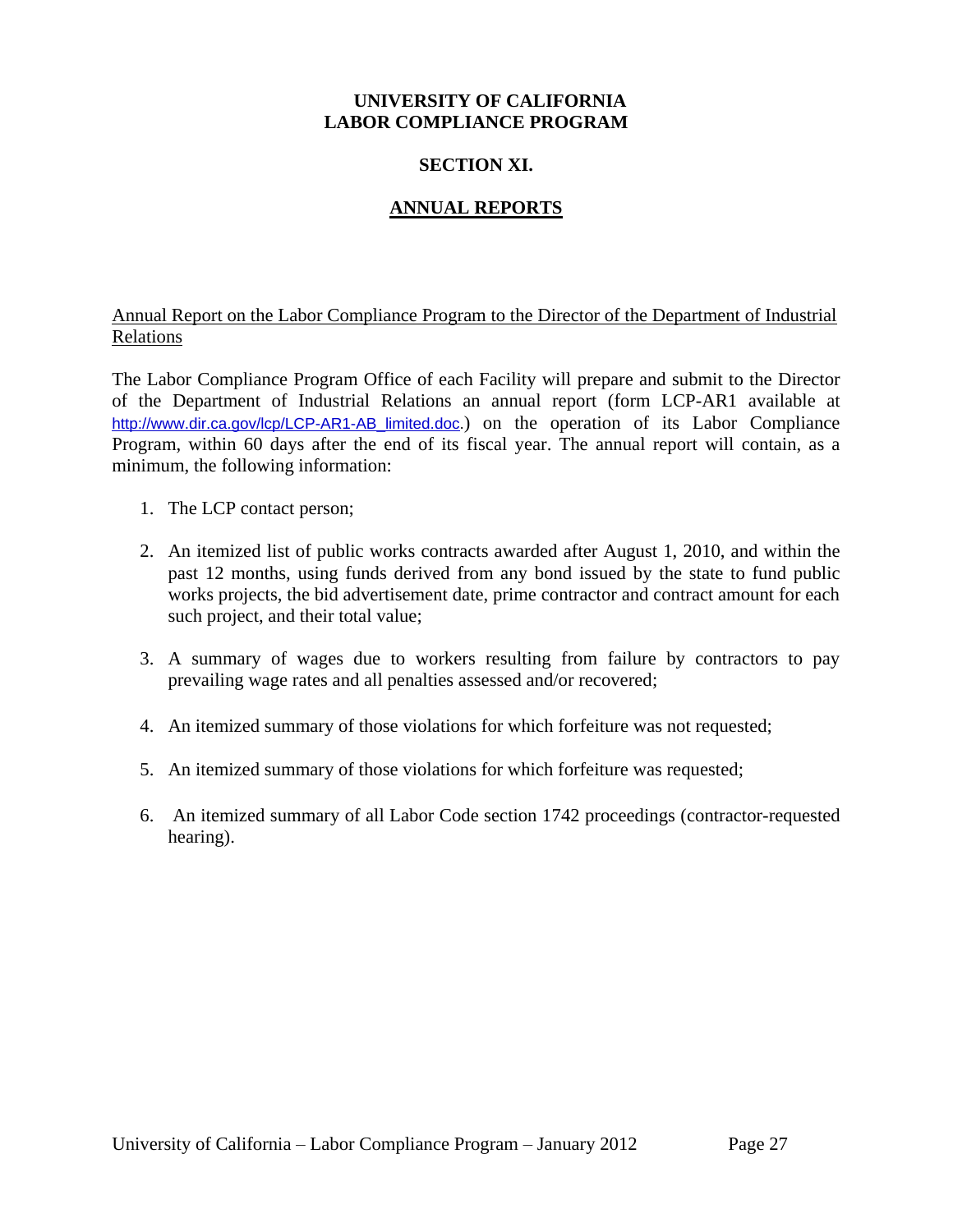**UNIVERSITY OF CALIFORNIA**
**LABOR COMPLIANCE PROGRAM**

# SECTION XI.

## ANNUAL REPORTS

Annual Report on the Labor Compliance Program to the Director of the Department of Industrial Relations

The Labor Compliance Program Office of each Facility will prepare and submit to the Director of the Department of Industrial Relations an annual report (form LCP-AR1 available at http://www.dir.ca.gov/lcp/LCP-AR1-AB_limited.doc.) on the operation of its Labor Compliance Program, within 60 days after the end of its fiscal year. The annual report will contain, as a minimum, the following information:

1. The LCP contact person;
2. An itemized list of public works contracts awarded after August 1, 2010, and within the past 12 months, using funds derived from any bond issued by the state to fund public works projects, the bid advertisement date, prime contractor and contract amount for each such project, and their total value;
3. A summary of wages due to workers resulting from failure by contractors to pay prevailing wage rates and all penalties assessed and/or recovered;
4. An itemized summary of those violations for which forfeiture was not requested;
5. An itemized summary of those violations for which forfeiture was requested;
6. An itemized summary of all Labor Code section 1742 proceedings (contractor-requested hearing).